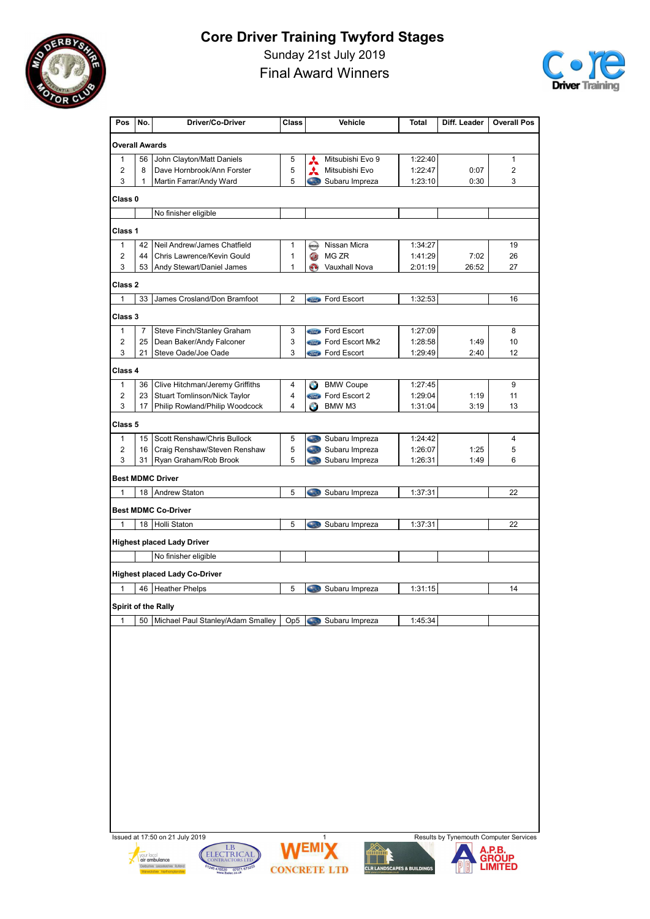# Core Driver Training Twyford Stages

Sunday 21st July 2019

Final Award Winners

| Pos | No. | Driver/Co-Driver | Class | Vehicle | Total | Diff. Leader | Overall Pos |
|---|---|---|---|---|---|---|---|
| **Overall Awards** | | | | | | | |
| 1 | 56 | John Clayton/Matt Daniels | 5 | Mitsubishi Evo 9 | 1:22:40 | | 1 |
| 2 | 8 | Dave Hornbrook/Ann Forster | 5 | Mitsubishi Evo | 1:22:47 | 0:07 | 2 |
| 3 | 1 | Martin Farrar/Andy Ward | 5 | Subaru Impreza | 1:23:10 | 0:30 | 3 |
| **Class 0** | | | | | | | |
| | | No finisher eligible | | | | | |
| **Class 1** | | | | | | | |
| 1 | 42 | Neil Andrew/James Chatfield | 1 | Nissan Micra | 1:34:27 | | 19 |
| 2 | 44 | Chris Lawrence/Kevin Gould | 1 | MG ZR | 1:41:29 | 7:02 | 26 |
| 3 | 53 | Andy Stewart/Daniel James | 1 | Vauxhall Nova | 2:01:19 | 26:52 | 27 |
| **Class 2** | | | | | | | |
| 1 | 33 | James Crosland/Don Bramfoot | 2 | Ford Escort | 1:32:53 | | 16 |
| **Class 3** | | | | | | | |
| 1 | 7 | Steve Finch/Stanley Graham | 3 | Ford Escort | 1:27:09 | | 8 |
| 2 | 25 | Dean Baker/Andy Falconer | 3 | Ford Escort Mk2 | 1:28:58 | 1:49 | 10 |
| 3 | 21 | Steve Oade/Joe Oade | 3 | Ford Escort | 1:29:49 | 2:40 | 12 |
| **Class 4** | | | | | | | |
| 1 | 36 | Clive Hitchman/Jeremy Griffiths | 4 | BMW Coupe | 1:27:45 | | 9 |
| 2 | 23 | Stuart Tomlinson/Nick Taylor | 4 | Ford Escort 2 | 1:29:04 | 1:19 | 11 |
| 3 | 17 | Philip Rowland/Philip Woodcock | 4 | BMW M3 | 1:31:04 | 3:19 | 13 |
| **Class 5** | | | | | | | |
| 1 | 15 | Scott Renshaw/Chris Bullock | 5 | Subaru Impreza | 1:24:42 | | 4 |
| 2 | 16 | Craig Renshaw/Steven Renshaw | 5 | Subaru Impreza | 1:26:07 | 1:25 | 5 |
| 3 | 31 | Ryan Graham/Rob Brook | 5 | Subaru Impreza | 1:26:31 | 1:49 | 6 |
| **Best MDMC Driver** | | | | | | | |
| 1 | 18 | Andrew Staton | 5 | Subaru Impreza | 1:37:31 | | 22 |
| **Best MDMC Co-Driver** | | | | | | | |
| 1 | 18 | Holli Staton | 5 | Subaru Impreza | 1:37:31 | | 22 |
| **Highest placed Lady Driver** | | | | | | | |
| | | No finisher eligible | | | | | |
| **Highest placed Lady Co-Driver** | | | | | | | |
| 1 | 46 | Heather Phelps | 5 | Subaru Impreza | 1:31:15 | | 14 |
| **Spirit of the Rally** | | | | | | | |
| 1 | 50 | Michael Paul Stanley/Adam Smalley | Op5 | Subaru Impreza | 1:45:34 | | |

Issued at 17:50 on 21 July 2019

Results by Tynemouth Computer Services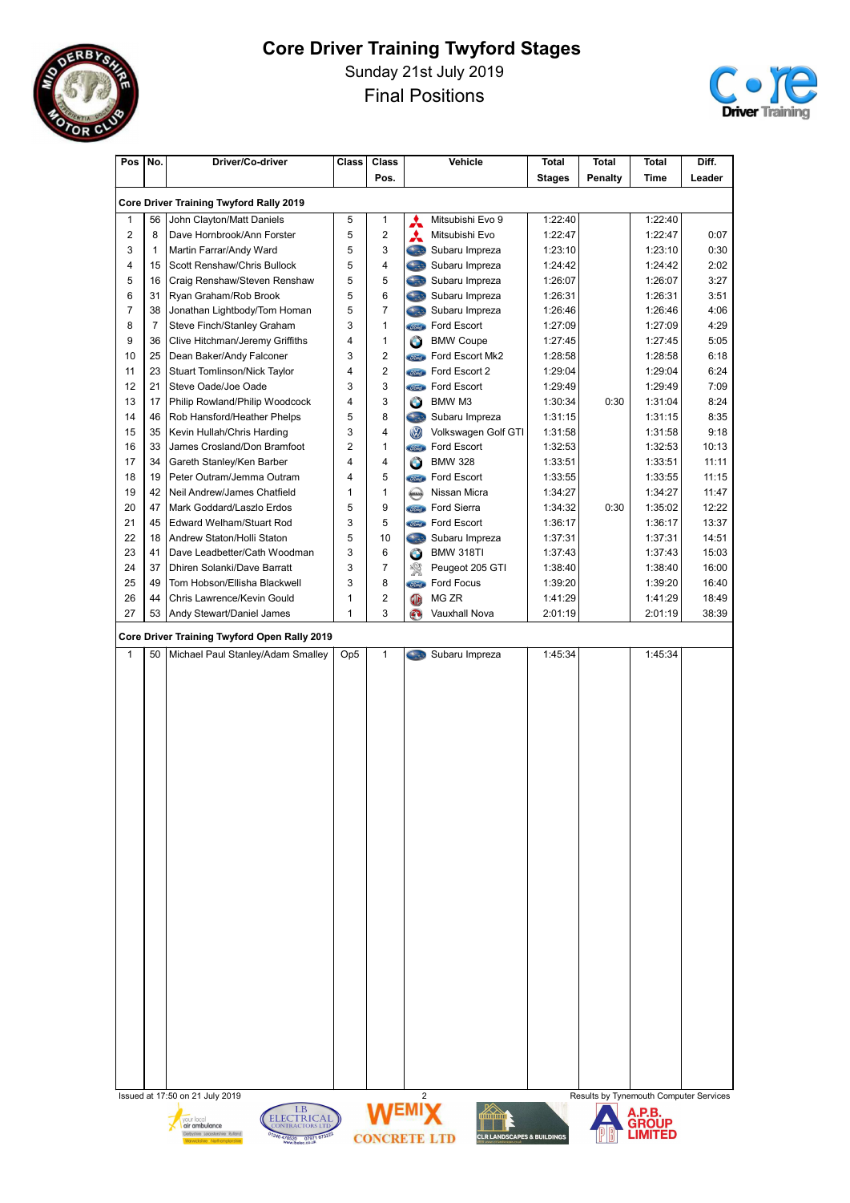# Core Driver Training Twyford Stages

Sunday 21st July 2019

Final Positions

| Pos | No. | Driver/Co-driver | Class | Class Pos. | Vehicle | Total Stages | Total Penalty | Total Time | Diff. Leader |
|---|---|---|---|---|---|---|---|---|---|
| **Core Driver Training Twyford Rally 2019** | | | | | | | | | |
| 1 | 56 | John Clayton/Matt Daniels | 5 | 1 | Mitsubishi Evo 9 | 1:22:40 | | 1:22:40 | |
| 2 | 8 | Dave Hornbrook/Ann Forster | 5 | 2 | Mitsubishi Evo | 1:22:47 | | 1:22:47 | 0:07 |
| 3 | 1 | Martin Farrar/Andy Ward | 5 | 3 | Subaru Impreza | 1:23:10 | | 1:23:10 | 0:30 |
| 4 | 15 | Scott Renshaw/Chris Bullock | 5 | 4 | Subaru Impreza | 1:24:42 | | 1:24:42 | 2:02 |
| 5 | 16 | Craig Renshaw/Steven Renshaw | 5 | 5 | Subaru Impreza | 1:26:07 | | 1:26:07 | 3:27 |
| 6 | 31 | Ryan Graham/Rob Brook | 5 | 6 | Subaru Impreza | 1:26:31 | | 1:26:31 | 3:51 |
| 7 | 38 | Jonathan Lightbody/Tom Homan | 5 | 7 | Subaru Impreza | 1:26:46 | | 1:26:46 | 4:06 |
| 8 | 7 | Steve Finch/Stanley Graham | 3 | 1 | Ford Escort | 1:27:09 | | 1:27:09 | 4:29 |
| 9 | 36 | Clive Hitchman/Jeremy Griffiths | 4 | 1 | BMW Coupe | 1:27:45 | | 1:27:45 | 5:05 |
| 10 | 25 | Dean Baker/Andy Falconer | 3 | 2 | Ford Escort Mk2 | 1:28:58 | | 1:28:58 | 6:18 |
| 11 | 23 | Stuart Tomlinson/Nick Taylor | 4 | 2 | Ford Escort 2 | 1:29:04 | | 1:29:04 | 6:24 |
| 12 | 21 | Steve Oade/Joe Oade | 3 | 3 | Ford Escort | 1:29:49 | | 1:29:49 | 7:09 |
| 13 | 17 | Philip Rowland/Philip Woodcock | 4 | 3 | BMW M3 | 1:30:34 | 0:30 | 1:31:04 | 8:24 |
| 14 | 46 | Rob Hansford/Heather Phelps | 5 | 8 | Subaru Impreza | 1:31:15 | | 1:31:15 | 8:35 |
| 15 | 35 | Kevin Hullah/Chris Harding | 3 | 4 | Volkswagen Golf GTI | 1:31:58 | | 1:31:58 | 9:18 |
| 16 | 33 | James Crosland/Don Bramfoot | 2 | 1 | Ford Escort | 1:32:53 | | 1:32:53 | 10:13 |
| 17 | 34 | Gareth Stanley/Ken Barber | 4 | 4 | BMW 328 | 1:33:51 | | 1:33:51 | 11:11 |
| 18 | 19 | Peter Outram/Jemma Outram | 4 | 5 | Ford Escort | 1:33:55 | | 1:33:55 | 11:15 |
| 19 | 42 | Neil Andrew/James Chatfield | 1 | 1 | Nissan Micra | 1:34:27 | | 1:34:27 | 11:47 |
| 20 | 47 | Mark Goddard/Laszlo Erdos | 5 | 9 | Ford Sierra | 1:34:32 | 0:30 | 1:35:02 | 12:22 |
| 21 | 45 | Edward Welham/Stuart Rod | 3 | 5 | Ford Escort | 1:36:17 | | 1:36:17 | 13:37 |
| 22 | 18 | Andrew Staton/Holli Staton | 5 | 10 | Subaru Impreza | 1:37:31 | | 1:37:31 | 14:51 |
| 23 | 41 | Dave Leadbetter/Cath Woodman | 3 | 6 | BMW 318TI | 1:37:43 | | 1:37:43 | 15:03 |
| 24 | 37 | Dhiren Solanki/Dave Barratt | 3 | 7 | Peugeot 205 GTI | 1:38:40 | | 1:38:40 | 16:00 |
| 25 | 49 | Tom Hobson/Ellisha Blackwell | 3 | 8 | Ford Focus | 1:39:20 | | 1:39:20 | 16:40 |
| 26 | 44 | Chris Lawrence/Kevin Gould | 1 | 2 | MG ZR | 1:41:29 | | 1:41:29 | 18:49 |
| 27 | 53 | Andy Stewart/Daniel James | 1 | 3 | Vauxhall Nova | 2:01:19 | | 2:01:19 | 38:39 |
| **Core Driver Training Twyford Open Rally 2019** | | | | | | | | | |
| 1 | 50 | Michael Paul Stanley/Adam Smalley | Op5 | 1 | Subaru Impreza | 1:45:34 | | 1:45:34 | |

Issued at 17:50 on 21 July 2019

Results by Tynemouth Computer Services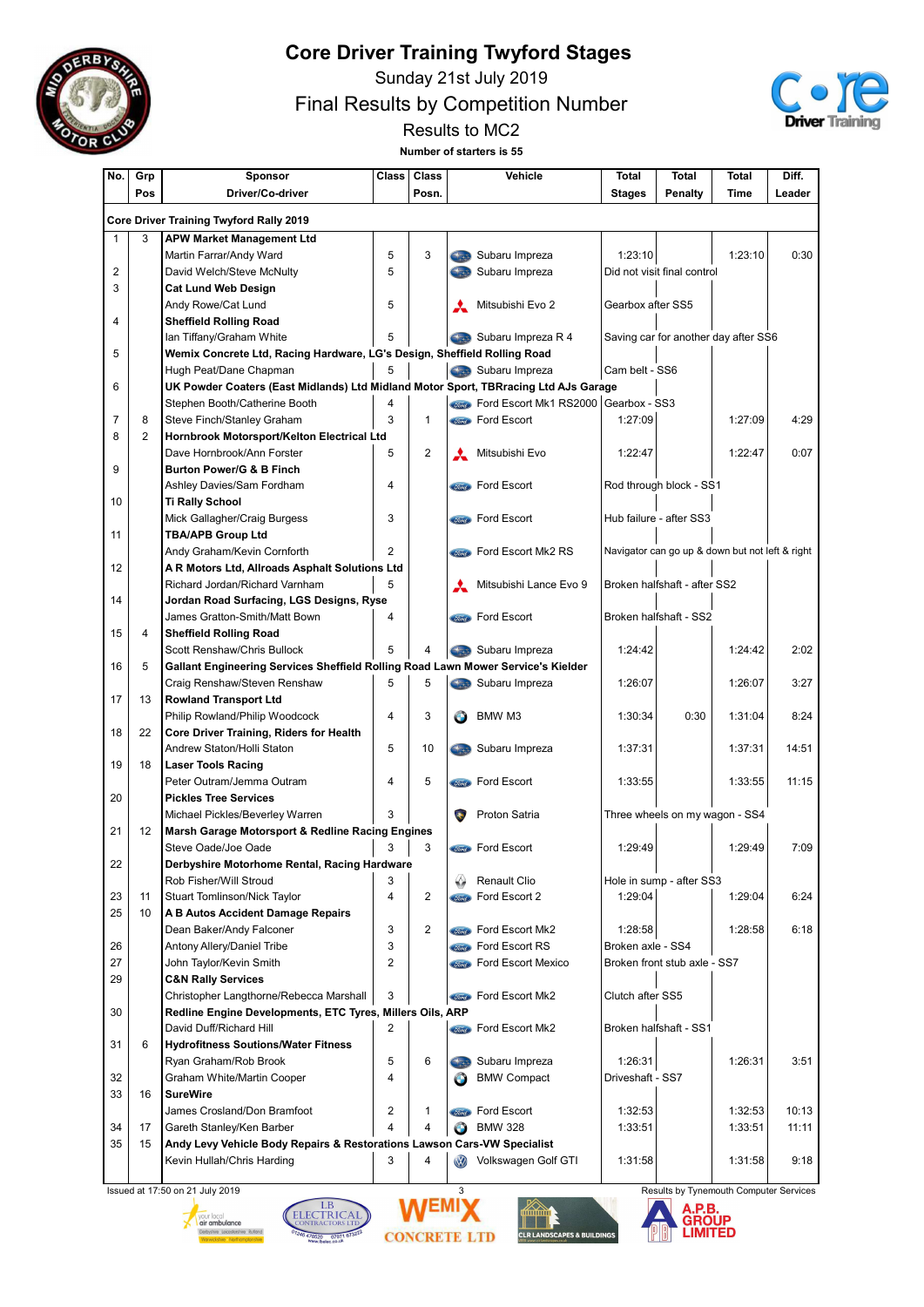# Core Driver Training Twyford Stages

Sunday 21st July 2019

Final Results by Competition Number

Results to MC2

**Number of starters is 55**

| No. | Grp Pos | Sponsor / Driver/Co-driver | Class | Class Posn. | Vehicle | Total Stages | Total Penalty | Total Time | Diff. Leader |
|---|---|---|---|---|---|---|---|---|---|
| **Core Driver Training Twyford Rally 2019** | | | | | | | | | |
| 1 | 3 | **APW Market Management Ltd** | | | | | | | |
| | | Martin Farrar/Andy Ward | 5 | 3 | Subaru Impreza | 1:23:10 | | 1:23:10 | 0:30 |
| 2 | | David Welch/Steve McNulty | 5 | | Subaru Impreza | Did not visit final control | | | |
| 3 | | **Cat Lund Web Design** | | | | | | | |
| | | Andy Rowe/Cat Lund | 5 | | Mitsubishi Evo 2 | Gearbox after SS5 | | | |
| 4 | | **Sheffield Rolling Road** | | | | | | | |
| | | Ian Tiffany/Graham White | 5 | | Subaru Impreza R 4 | Saving car for another day after SS6 | | | |
| 5 | | **Wemix Concrete Ltd, Racing Hardware, LG's Design, Sheffield Rolling Road** | | | | | | | |
| | | Hugh Peat/Dane Chapman | 5 | | Subaru Impreza | Cam belt - SS6 | | | |
| 6 | | **UK Powder Coaters (East Midlands) Ltd Midland Motor Sport, TBRacing Ltd AJs Garage** | | | | | | | |
| | | Stephen Booth/Catherine Booth | 4 | | Ford Escort Mk1 RS2000 | Gearbox - SS3 | | | |
| 7 | 8 | Steve Finch/Stanley Graham | 3 | 1 | Ford Escort | 1:27:09 | | 1:27:09 | 4:29 |
| 8 | 2 | **Hornbrook Motorsport/Kelton Electrical Ltd** | | | | | | | |
| | | Dave Hornbrook/Ann Forster | 5 | 2 | Mitsubishi Evo | 1:22:47 | | 1:22:47 | 0:07 |
| 9 | | **Burton Power/G & B Finch** | | | | | | | |
| | | Ashley Davies/Sam Fordham | 4 | | Ford Escort | Rod through block - SS1 | | | |
| 10 | | **Ti Rally School** | | | | | | | |
| | | Mick Gallagher/Craig Burgess | 3 | | Ford Escort | Hub failure - after SS3 | | | |
| 11 | | **TBA/APB Group Ltd** | | | | | | | |
| | | Andy Graham/Kevin Cornforth | 2 | | Ford Escort Mk2 RS | Navigator can go up & down but not left & right | | | |
| 12 | | **A R Motors Ltd, Allroads Asphalt Solutions Ltd** | | | | | | | |
| | | Richard Jordan/Richard Varnham | 5 | | Mitsubishi Lance Evo 9 | Broken halfshaft - after SS2 | | | |
| 14 | | **Jordan Road Surfacing, LGS Designs, Ryse** | | | | | | | |
| | | James Gratton-Smith/Matt Bown | 4 | | Ford Escort | Broken halfshaft - SS2 | | | |
| 15 | 4 | **Sheffield Rolling Road** | | | | | | | |
| | | Scott Renshaw/Chris Bullock | 5 | 4 | Subaru Impreza | 1:24:42 | | 1:24:42 | 2:02 |
| 16 | 5 | **Gallant Engineering Services Sheffield Rolling Road Lawn Mower Service's Kielder** | | | | | | | |
| | | Craig Renshaw/Steven Renshaw | 5 | 5 | Subaru Impreza | 1:26:07 | | 1:26:07 | 3:27 |
| 17 | 13 | **Rowland Transport Ltd** | | | | | | | |
| | | Philip Rowland/Philip Woodcock | 4 | 3 | BMW M3 | 1:30:34 | 0:30 | 1:31:04 | 8:24 |
| 18 | 22 | **Core Driver Training, Riders for Health** | | | | | | | |
| | | Andrew Staton/Holli Staton | 5 | 10 | Subaru Impreza | 1:37:31 | | 1:37:31 | 14:51 |
| 19 | 18 | **Laser Tools Racing** | | | | | | | |
| | | Peter Outram/Jemma Outram | 4 | 5 | Ford Escort | 1:33:55 | | 1:33:55 | 11:15 |
| 20 | | **Pickles Tree Services** | | | | | | | |
| | | Michael Pickles/Beverley Warren | 3 | | Proton Satria | Three wheels on my wagon - SS4 | | | |
| 21 | 12 | **Marsh Garage Motorsport & Redline Racing Engines** | | | | | | | |
| | | Steve Oade/Joe Oade | 3 | 3 | Ford Escort | 1:29:49 | | 1:29:49 | 7:09 |
| 22 | | **Derbyshire Motorhome Rental, Racing Hardware** | | | | | | | |
| | | Rob Fisher/Will Stroud | 3 | | Renault Clio | Hole in sump - after SS3 | | | |
| 23 | 11 | Stuart Tomlinson/Nick Taylor | 4 | 2 | Ford Escort 2 | 1:29:04 | | 1:29:04 | 6:24 |
| 25 | 10 | **A B Autos Accident Damage Repairs** | | | | | | | |
| | | Dean Baker/Andy Falconer | 3 | 2 | Ford Escort Mk2 | 1:28:58 | | 1:28:58 | 6:18 |
| 26 | | Antony Allery/Daniel Tribe | 3 | | Ford Escort RS | Broken axle - SS4 | | | |
| 27 | | John Taylor/Kevin Smith | 2 | | Ford Escort Mexico | Broken front stub axle - SS7 | | | |
| 29 | | **C&N Rally Services** | | | | | | | |
| | | Christopher Langthorne/Rebecca Marshall | 3 | | Ford Escort Mk2 | Clutch after SS5 | | | |
| 30 | | **Redline Engine Developments, ETC Tyres, Millers Oils, ARP** | | | | | | | |
| | | David Duff/Richard Hill | 2 | | Ford Escort Mk2 | Broken halfshaft - SS1 | | | |
| 31 | 6 | **Hydrofitness Soutions/Water Fitness** | | | | | | | |
| | | Ryan Graham/Rob Brook | 5 | 6 | Subaru Impreza | 1:26:31 | | 1:26:31 | 3:51 |
| 32 | | Graham White/Martin Cooper | 4 | | BMW Compact | Driveshaft - SS7 | | | |
| 33 | 16 | **SureWire** | | | | | | | |
| | | James Crosland/Don Bramfoot | 2 | 1 | Ford Escort | 1:32:53 | | 1:32:53 | 10:13 |
| 34 | 17 | Gareth Stanley/Ken Barber | 4 | 4 | BMW 328 | 1:33:51 | | 1:33:51 | 11:11 |
| 35 | 15 | **Andy Levy Vehicle Body Repairs & Restorations Lawson Cars-VW Specialist** | | | | | | | |
| | | Kevin Hullah/Chris Harding | 3 | 4 | Volkswagen Golf GTI | 1:31:58 | | 1:31:58 | 9:18 |

Issued at 17:50 on 21 July 2019

Results by Tynemouth Computer Services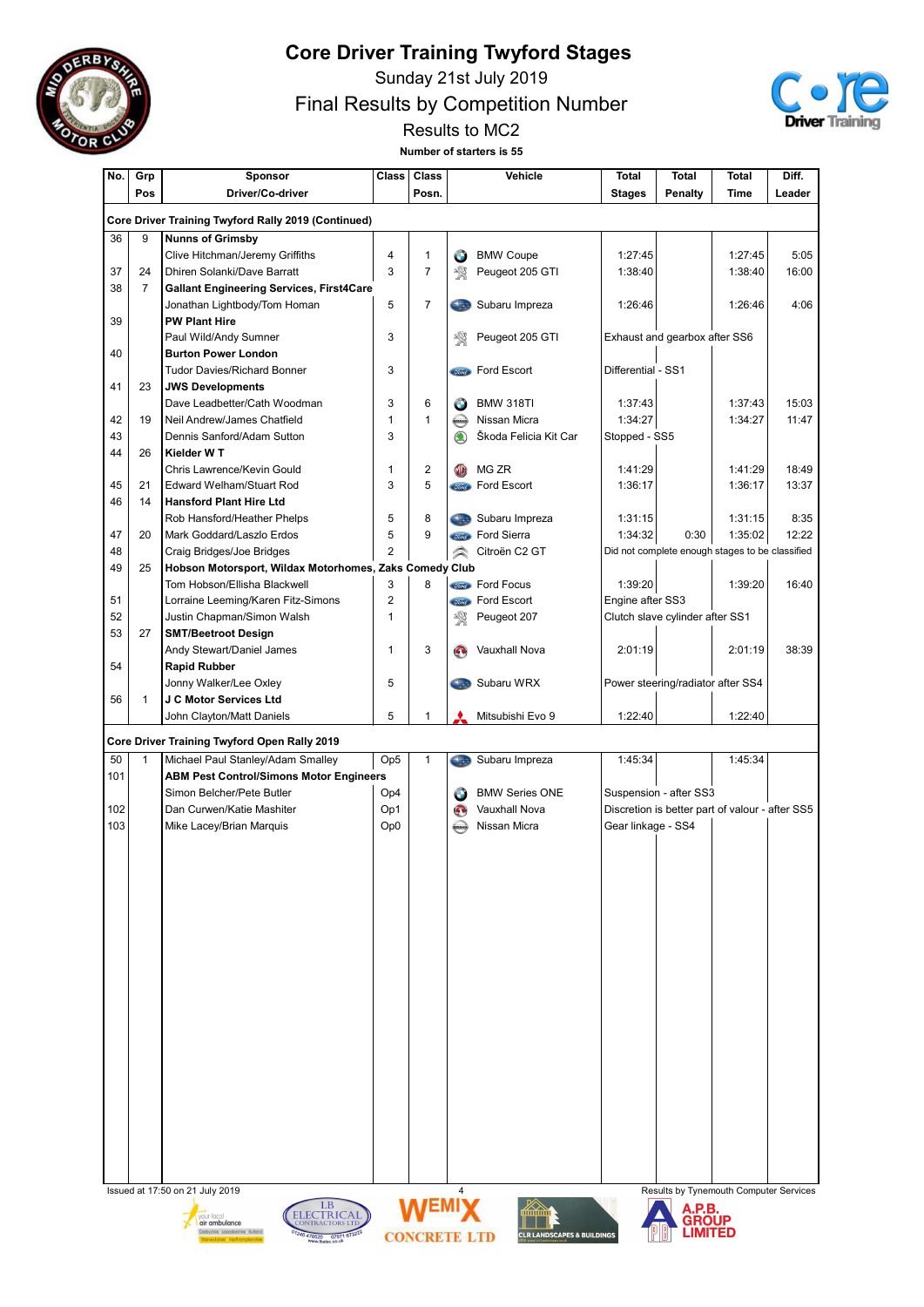# Core Driver Training Twyford Stages

Sunday 21st July 2019

Final Results by Competition Number

Results to MC2

**Number of starters is 55**

| No. | Grp Pos | Sponsor / Driver/Co-driver | Class | Class Posn. | Vehicle | Total Stages | Total Penalty | Total Time | Diff. Leader |
|---|---|---|---|---|---|---|---|---|---|
| **Core Driver Training Twyford Rally 2019 (Continued)** | | | | | | | | | |
| 36 | 9 | **Nunns of Grimsby** | | | | | | | |
| | | Clive Hitchman/Jeremy Griffiths | 4 | 1 | BMW Coupe | 1:27:45 | | 1:27:45 | 5:05 |
| 37 | 24 | Dhiren Solanki/Dave Barratt | 3 | 7 | Peugeot 205 GTI | 1:38:40 | | 1:38:40 | 16:00 |
| 38 | 7 | **Gallant Engineering Services, First4Care** | | | | | | | |
| | | Jonathan Lightbody/Tom Homan | 5 | 7 | Subaru Impreza | 1:26:46 | | 1:26:46 | 4:06 |
| 39 | | **PW Plant Hire** | | | | | | | |
| | | Paul Wild/Andy Sumner | 3 | | Peugeot 205 GTI | Exhaust and gearbox after SS6 | | | |
| 40 | | **Burton Power London** | | | | | | | |
| | | Tudor Davies/Richard Bonner | 3 | | Ford Escort | Differential - SS1 | | | |
| 41 | 23 | **JWS Developments** | | | | | | | |
| | | Dave Leadbetter/Cath Woodman | 3 | 6 | BMW 318TI | 1:37:43 | | 1:37:43 | 15:03 |
| 42 | 19 | Neil Andrew/James Chatfield | 1 | 1 | Nissan Micra | 1:34:27 | | 1:34:27 | 11:47 |
| 43 | | Dennis Sanford/Adam Sutton | 3 | | Škoda Felicia Kit Car | Stopped - SS5 | | | |
| 44 | 26 | **Kielder W T** | | | | | | | |
| | | Chris Lawrence/Kevin Gould | 1 | 2 | MG ZR | 1:41:29 | | 1:41:29 | 18:49 |
| 45 | 21 | Edward Welham/Stuart Rod | 3 | 5 | Ford Escort | 1:36:17 | | 1:36:17 | 13:37 |
| 46 | 14 | **Hansford Plant Hire Ltd** | | | | | | | |
| | | Rob Hansford/Heather Phelps | 5 | 8 | Subaru Impreza | 1:31:15 | | 1:31:15 | 8:35 |
| 47 | 20 | Mark Goddard/Laszlo Erdos | 5 | 9 | Ford Sierra | 1:34:32 | 0:30 | 1:35:02 | 12:22 |
| 48 | | Craig Bridges/Joe Bridges | 2 | | Citroën C2 GT | Did not complete enough stages to be classified | | | |
| 49 | 25 | **Hobson Motorsport, Wildax Motorhomes, Zaks Comedy Club** | | | | | | | |
| | | Tom Hobson/Ellisha Blackwell | 3 | 8 | Ford Focus | 1:39:20 | | 1:39:20 | 16:40 |
| 51 | | Lorraine Leeming/Karen Fitz-Simons | 2 | | Ford Escort | Engine after SS3 | | | |
| 52 | | Justin Chapman/Simon Walsh | 1 | | Peugeot 207 | Clutch slave cylinder after SS1 | | | |
| 53 | 27 | **SMT/Beetroot Design** | | | | | | | |
| | | Andy Stewart/Daniel James | 1 | 3 | Vauxhall Nova | 2:01:19 | | 2:01:19 | 38:39 |
| 54 | | **Rapid Rubber** | | | | | | | |
| | | Jonny Walker/Lee Oxley | 5 | | Subaru WRX | Power steering/radiator after SS4 | | | |
| 56 | 1 | **J C Motor Services Ltd** | | | | | | | |
| | | John Clayton/Matt Daniels | 5 | 1 | Mitsubishi Evo 9 | 1:22:40 | | 1:22:40 | |
| **Core Driver Training Twyford Open Rally 2019** | | | | | | | | | |
| 50 | 1 | Michael Paul Stanley/Adam Smalley | Op5 | 1 | Subaru Impreza | 1:45:34 | | 1:45:34 | |
| 101 | | **ABM Pest Control/Simons Motor Engineers** | | | | | | | |
| | | Simon Belcher/Pete Butler | Op4 | | BMW Series ONE | Suspension - after SS3 | | | |
| 102 | | Dan Curwen/Katie Mashiter | Op1 | | Vauxhall Nova | Discretion is better part of valour - after SS5 | | | |
| 103 | | Mike Lacey/Brian Marquis | Op0 | | Nissan Micra | Gear linkage - SS4 | | | |

Issued at 17:50 on 21 July 2019

Results by Tynemouth Computer Services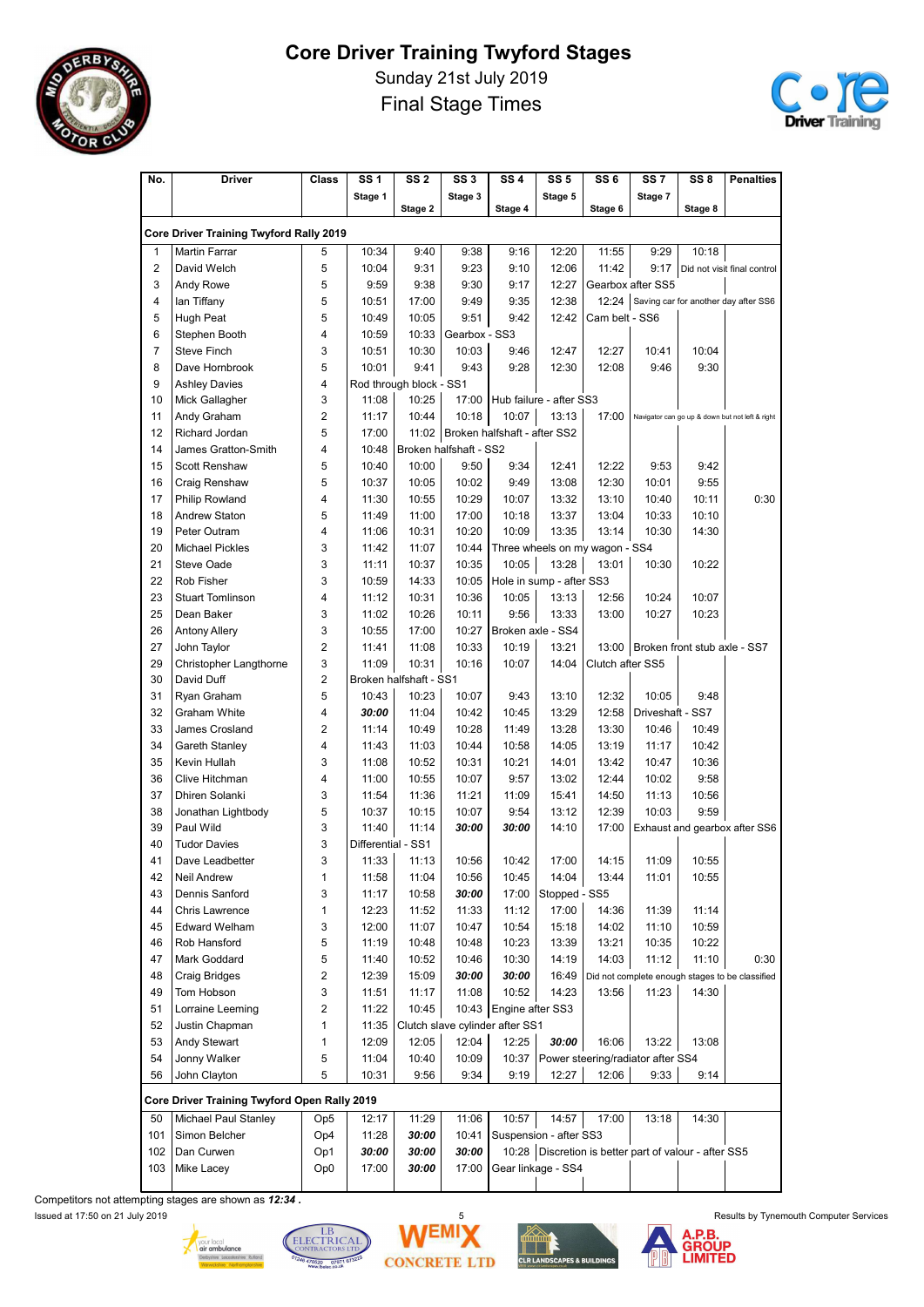# Core Driver Training Twyford Stages

Sunday 21st July 2019

Final Stage Times

| No. | Driver | Class | SS 1 Stage 1 | SS 2 Stage 2 | SS 3 Stage 3 | SS 4 Stage 4 | SS 5 Stage 5 | SS 6 Stage 6 | SS 7 Stage 7 | SS 8 Stage 8 | Penalties |
|---|---|---|---|---|---|---|---|---|---|---|---|
| **Core Driver Training Twyford Rally 2019** | | | | | | | | | | | |
| 1 | Martin Farrar | 5 | 10:34 | 9:40 | 9:38 | 9:16 | 12:20 | 11:55 | 9:29 | 10:18 | |
| 2 | David Welch | 5 | 10:04 | 9:31 | 9:23 | 9:10 | 12:06 | 11:42 | 9:17 | Did not visit final control | |
| 3 | Andy Rowe | 5 | 9:59 | 9:38 | 9:30 | 9:17 | 12:27 | Gearbox after SS5 | | | |
| 4 | Ian Tiffany | 5 | 10:51 | 17:00 | 9:49 | 9:35 | 12:38 | 12:24 | Saving car for another day after SS6 | | |
| 5 | Hugh Peat | 5 | 10:49 | 10:05 | 9:51 | 9:42 | 12:42 | Cam belt - SS6 | | | |
| 6 | Stephen Booth | 4 | 10:59 | 10:33 | Gearbox - SS3 | | | | | | |
| 7 | Steve Finch | 3 | 10:51 | 10:30 | 10:03 | 9:46 | 12:47 | 12:27 | 10:41 | 10:04 | |
| 8 | Dave Hornbrook | 5 | 10:01 | 9:41 | 9:43 | 9:28 | 12:30 | 12:08 | 9:46 | 9:30 | |
| 9 | Ashley Davies | 4 | Rod through block - SS1 | | | | | | | | |
| 10 | Mick Gallagher | 3 | 11:08 | 10:25 | 17:00 | Hub failure - after SS3 | | | | | |
| 11 | Andy Graham | 2 | 11:17 | 10:44 | 10:18 | 10:07 | 13:13 | 17:00 | Navigator can go up & down but not left & right | | |
| 12 | Richard Jordan | 5 | 17:00 | 11:02 | Broken halfshaft - after SS2 | | | | | | |
| 14 | James Gratton-Smith | 4 | 10:48 | Broken halfshaft - SS2 | | | | | | | |
| 15 | Scott Renshaw | 5 | 10:40 | 10:00 | 9:50 | 9:34 | 12:41 | 12:22 | 9:53 | 9:42 | |
| 16 | Craig Renshaw | 5 | 10:37 | 10:05 | 10:02 | 9:49 | 13:08 | 12:30 | 10:01 | 9:55 | |
| 17 | Philip Rowland | 4 | 11:30 | 10:55 | 10:29 | 10:07 | 13:32 | 13:10 | 10:40 | 10:11 | 0:30 |
| 18 | Andrew Staton | 5 | 11:49 | 11:00 | 17:00 | 10:18 | 13:37 | 13:04 | 10:33 | 10:10 | |
| 19 | Peter Outram | 4 | 11:06 | 10:31 | 10:20 | 10:09 | 13:35 | 13:14 | 10:30 | 14:30 | |
| 20 | Michael Pickles | 3 | 11:42 | 11:07 | 10:44 | Three wheels on my wagon - SS4 | | | | | |
| 21 | Steve Oade | 3 | 11:11 | 10:37 | 10:35 | 10:05 | 13:28 | 13:01 | 10:30 | 10:22 | |
| 22 | Rob Fisher | 3 | 10:59 | 14:33 | 10:05 | Hole in sump - after SS3 | | | | | |
| 23 | Stuart Tomlinson | 4 | 11:12 | 10:31 | 10:36 | 10:05 | 13:13 | 12:56 | 10:24 | 10:07 | |
| 25 | Dean Baker | 3 | 11:02 | 10:26 | 10:11 | 9:56 | 13:33 | 13:00 | 10:27 | 10:23 | |
| 26 | Antony Allery | 3 | 10:55 | 17:00 | 10:27 | Broken axle - SS4 | | | | | |
| 27 | John Taylor | 2 | 11:41 | 11:08 | 10:33 | 10:19 | 13:21 | 13:00 | Broken front stub axle - SS7 | | |
| 29 | Christopher Langthorne | 3 | 11:09 | 10:31 | 10:16 | 10:07 | 14:04 | Clutch after SS5 | | | |
| 30 | David Duff | 2 | Broken halfshaft - SS1 | | | | | | | | |
| 31 | Ryan Graham | 5 | 10:43 | 10:23 | 10:07 | 9:43 | 13:10 | 12:32 | 10:05 | 9:48 | |
| 32 | Graham White | 4 | ***30:00*** | 11:04 | 10:42 | 10:45 | 13:29 | 12:58 | Driveshaft - SS7 | | |
| 33 | James Crosland | 2 | 11:14 | 10:49 | 10:28 | 11:49 | 13:28 | 13:30 | 10:46 | 10:49 | |
| 34 | Gareth Stanley | 4 | 11:43 | 11:03 | 10:44 | 10:58 | 14:05 | 13:19 | 11:17 | 10:42 | |
| 35 | Kevin Hullah | 3 | 11:08 | 10:52 | 10:31 | 10:21 | 14:01 | 13:42 | 10:47 | 10:36 | |
| 36 | Clive Hitchman | 4 | 11:00 | 10:55 | 10:07 | 9:57 | 13:02 | 12:44 | 10:02 | 9:58 | |
| 37 | Dhiren Solanki | 3 | 11:54 | 11:36 | 11:21 | 11:09 | 15:41 | 14:50 | 11:13 | 10:56 | |
| 38 | Jonathan Lightbody | 5 | 10:37 | 10:15 | 10:07 | 9:54 | 13:12 | 12:39 | 10:03 | 9:59 | |
| 39 | Paul Wild | 3 | 11:40 | 11:14 | ***30:00*** | ***30:00*** | 14:10 | 17:00 | Exhaust and gearbox after SS6 | | |
| 40 | Tudor Davies | 3 | Differential - SS1 | | | | | | | | |
| 41 | Dave Leadbetter | 3 | 11:33 | 11:13 | 10:56 | 10:42 | 17:00 | 14:15 | 11:09 | 10:55 | |
| 42 | Neil Andrew | 1 | 11:58 | 11:04 | 10:56 | 10:45 | 14:04 | 13:44 | 11:01 | 10:55 | |
| 43 | Dennis Sanford | 3 | 11:17 | 10:58 | ***30:00*** | 17:00 | Stopped - SS5 | | | | |
| 44 | Chris Lawrence | 1 | 12:23 | 11:52 | 11:33 | 11:12 | 17:00 | 14:36 | 11:39 | 11:14 | |
| 45 | Edward Welham | 3 | 12:00 | 11:07 | 10:47 | 10:54 | 15:18 | 14:02 | 11:10 | 10:59 | |
| 46 | Rob Hansford | 5 | 11:19 | 10:48 | 10:48 | 10:23 | 13:39 | 13:21 | 10:35 | 10:22 | |
| 47 | Mark Goddard | 5 | 11:40 | 10:52 | 10:46 | 10:30 | 14:19 | 14:03 | 11:12 | 11:10 | 0:30 |
| 48 | Craig Bridges | 2 | 12:39 | 15:09 | ***30:00*** | ***30:00*** | 16:49 | Did not complete enough stages to be classified | | | |
| 49 | Tom Hobson | 3 | 11:51 | 11:17 | 11:08 | 10:52 | 14:23 | 13:56 | 11:23 | 14:30 | |
| 51 | Lorraine Leeming | 2 | 11:22 | 10:45 | 10:43 | Engine after SS3 | | | | | |
| 52 | Justin Chapman | 1 | 11:35 | Clutch slave cylinder after SS1 | | | | | | | |
| 53 | Andy Stewart | 1 | 12:09 | 12:05 | 12:04 | 12:25 | ***30:00*** | 16:06 | 13:22 | 13:08 | |
| 54 | Jonny Walker | 5 | 11:04 | 10:40 | 10:09 | 10:37 | Power steering/radiator after SS4 | | | | |
| 56 | John Clayton | 5 | 10:31 | 9:56 | 9:34 | 9:19 | 12:27 | 12:06 | 9:33 | 9:14 | |
| **Core Driver Training Twyford Open Rally 2019** | | | | | | | | | | | |
| 50 | Michael Paul Stanley | Op5 | 12:17 | 11:29 | 11:06 | 10:57 | 14:57 | 17:00 | 13:18 | 14:30 | |
| 101 | Simon Belcher | Op4 | 11:28 | ***30:00*** | 10:41 | Suspension - after SS3 | | | | | |
| 102 | Dan Curwen | Op1 | ***30:00*** | ***30:00*** | ***30:00*** | 10:28 | Discretion is better part of valour - after SS5 | | | | |
| 103 | Mike Lacey | Op0 | 17:00 | ***30:00*** | 17:00 | Gear linkage - SS4 | | | | | |

Competitors not attempting stages are shown as ***12:34*** .

Issued at 17:50 on 21 July 2019

Results by Tynemouth Computer Services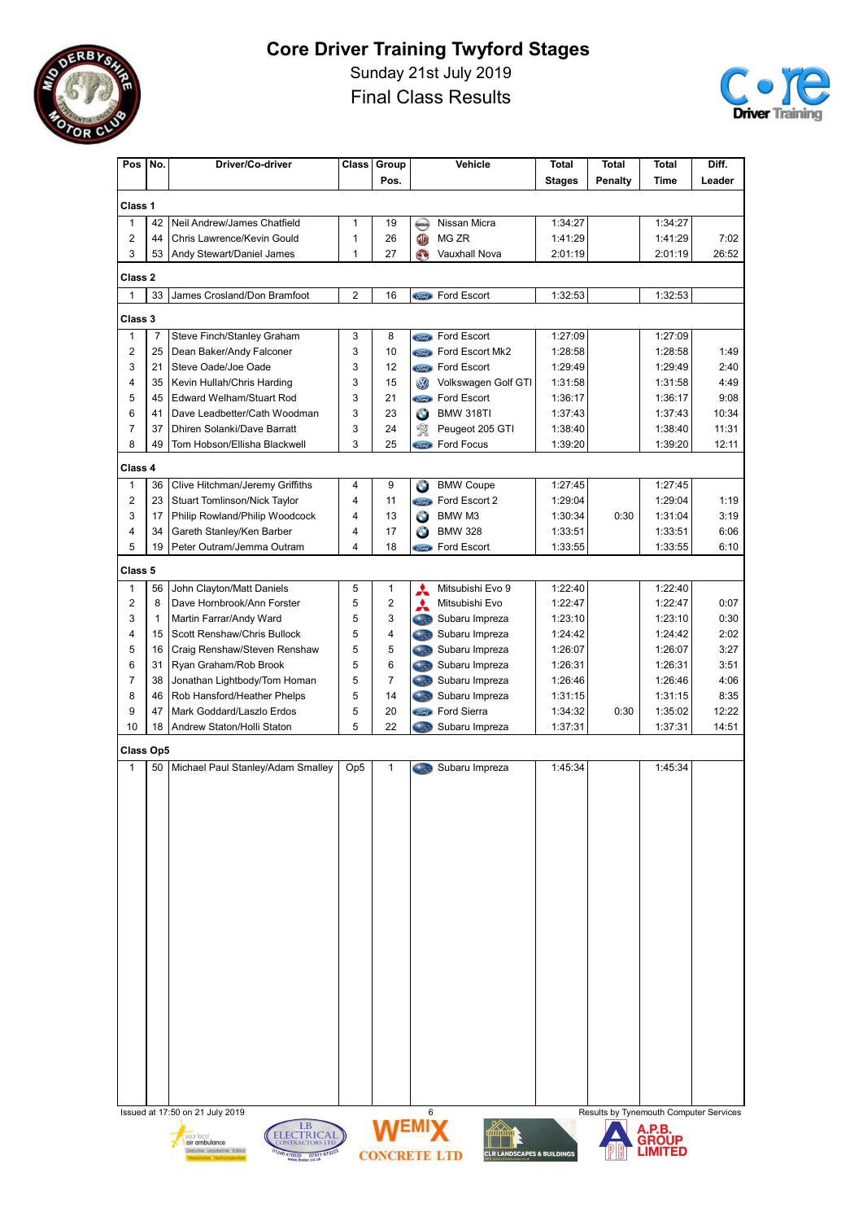# Core Driver Training Twyford Stages

Sunday 21st July 2019

Final Class Results

| Pos | No. | Driver/Co-driver | Class | Group Pos. | Vehicle | Total Stages | Total Penalty | Total Time | Diff. Leader |
|---|---|---|---|---|---|---|---|---|---|
| **Class 1** | | | | | | | | | |
| 1 | 42 | Neil Andrew/James Chatfield | 1 | 19 | Nissan Micra | 1:34:27 | | 1:34:27 | |
| 2 | 44 | Chris Lawrence/Kevin Gould | 1 | 26 | MG ZR | 1:41:29 | | 1:41:29 | 7:02 |
| 3 | 53 | Andy Stewart/Daniel James | 1 | 27 | Vauxhall Nova | 2:01:19 | | 2:01:19 | 26:52 |
| **Class 2** | | | | | | | | | |
| 1 | 33 | James Crosland/Don Bramfoot | 2 | 16 | Ford Escort | 1:32:53 | | 1:32:53 | |
| **Class 3** | | | | | | | | | |
| 1 | 7 | Steve Finch/Stanley Graham | 3 | 8 | Ford Escort | 1:27:09 | | 1:27:09 | |
| 2 | 25 | Dean Baker/Andy Falconer | 3 | 10 | Ford Escort Mk2 | 1:28:58 | | 1:28:58 | 1:49 |
| 3 | 21 | Steve Oade/Joe Oade | 3 | 12 | Ford Escort | 1:29:49 | | 1:29:49 | 2:40 |
| 4 | 35 | Kevin Hullah/Chris Harding | 3 | 15 | Volkswagen Golf GTI | 1:31:58 | | 1:31:58 | 4:49 |
| 5 | 45 | Edward Welham/Stuart Rod | 3 | 21 | Ford Escort | 1:36:17 | | 1:36:17 | 9:08 |
| 6 | 41 | Dave Leadbetter/Cath Woodman | 3 | 23 | BMW 318TI | 1:37:43 | | 1:37:43 | 10:34 |
| 7 | 37 | Dhiren Solanki/Dave Barratt | 3 | 24 | Peugeot 205 GTI | 1:38:40 | | 1:38:40 | 11:31 |
| 8 | 49 | Tom Hobson/Ellisha Blackwell | 3 | 25 | Ford Focus | 1:39:20 | | 1:39:20 | 12:11 |
| **Class 4** | | | | | | | | | |
| 1 | 36 | Clive Hitchman/Jeremy Griffiths | 4 | 9 | BMW Coupe | 1:27:45 | | 1:27:45 | |
| 2 | 23 | Stuart Tomlinson/Nick Taylor | 4 | 11 | Ford Escort 2 | 1:29:04 | | 1:29:04 | 1:19 |
| 3 | 17 | Philip Rowland/Philip Woodcock | 4 | 13 | BMW M3 | 1:30:34 | 0:30 | 1:31:04 | 3:19 |
| 4 | 34 | Gareth Stanley/Ken Barber | 4 | 17 | BMW 328 | 1:33:51 | | 1:33:51 | 6:06 |
| 5 | 19 | Peter Outram/Jemma Outram | 4 | 18 | Ford Escort | 1:33:55 | | 1:33:55 | 6:10 |
| **Class 5** | | | | | | | | | |
| 1 | 56 | John Clayton/Matt Daniels | 5 | 1 | Mitsubishi Evo 9 | 1:22:40 | | 1:22:40 | |
| 2 | 8 | Dave Hornbrook/Ann Forster | 5 | 2 | Mitsubishi Evo | 1:22:47 | | 1:22:47 | 0:07 |
| 3 | 1 | Martin Farrar/Andy Ward | 5 | 3 | Subaru Impreza | 1:23:10 | | 1:23:10 | 0:30 |
| 4 | 15 | Scott Renshaw/Chris Bullock | 5 | 4 | Subaru Impreza | 1:24:42 | | 1:24:42 | 2:02 |
| 5 | 16 | Craig Renshaw/Steven Renshaw | 5 | 5 | Subaru Impreza | 1:26:07 | | 1:26:07 | 3:27 |
| 6 | 31 | Ryan Graham/Rob Brook | 5 | 6 | Subaru Impreza | 1:26:31 | | 1:26:31 | 3:51 |
| 7 | 38 | Jonathan Lightbody/Tom Homan | 5 | 7 | Subaru Impreza | 1:26:46 | | 1:26:46 | 4:06 |
| 8 | 46 | Rob Hansford/Heather Phelps | 5 | 14 | Subaru Impreza | 1:31:15 | | 1:31:15 | 8:35 |
| 9 | 47 | Mark Goddard/Laszlo Erdos | 5 | 20 | Ford Sierra | 1:34:32 | 0:30 | 1:35:02 | 12:22 |
| 10 | 18 | Andrew Staton/Holli Staton | 5 | 22 | Subaru Impreza | 1:37:31 | | 1:37:31 | 14:51 |
| **Class Op5** | | | | | | | | | |
| 1 | 50 | Michael Paul Stanley/Adam Smalley | Op5 | 1 | Subaru Impreza | 1:45:34 | | 1:45:34 | |

Issued at 17:50 on 21 July 2019

Results by Tynemouth Computer Services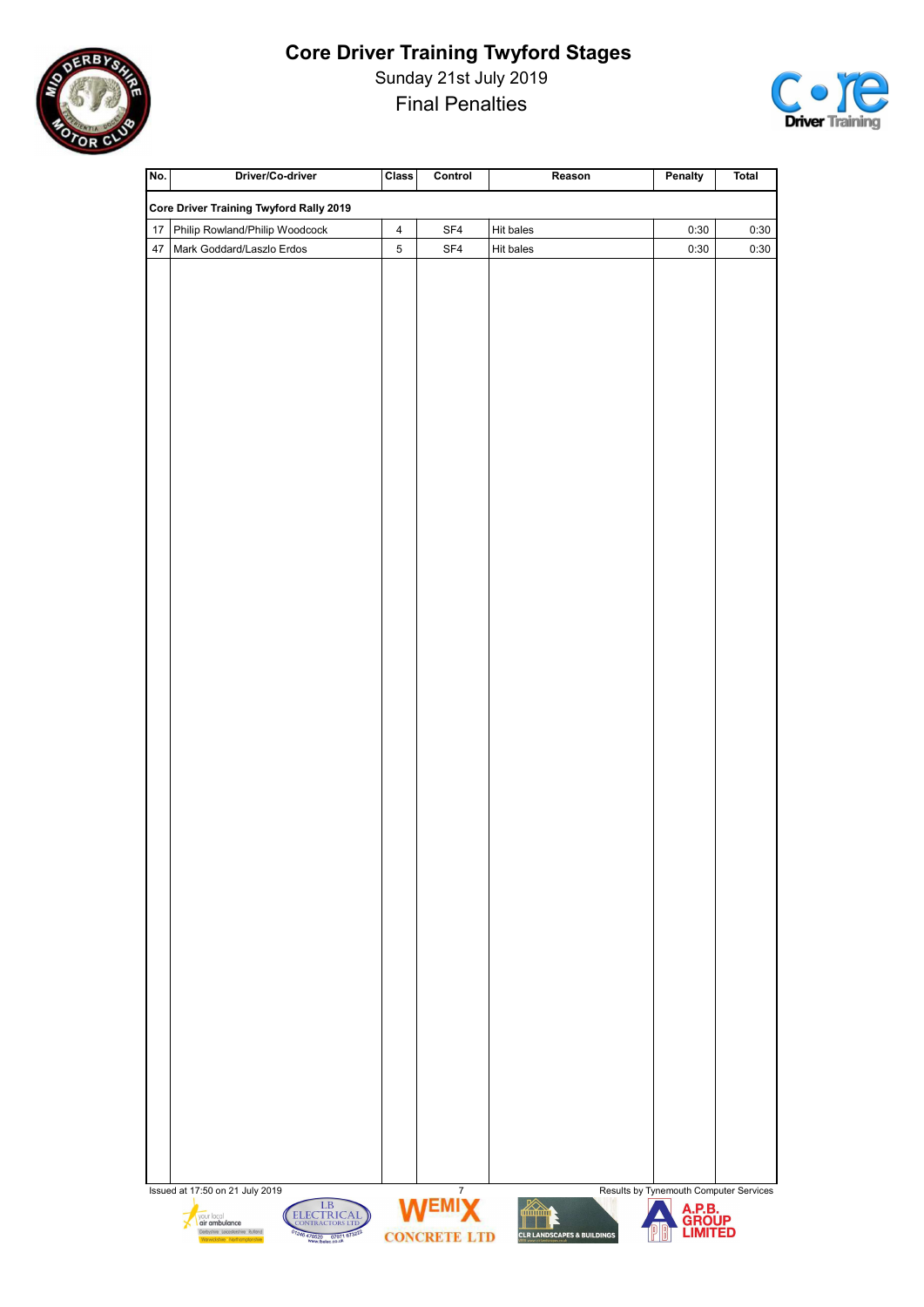# Core Driver Training Twyford Stages

Sunday 21st July 2019

Final Penalties

| No. | Driver/Co-driver | Class | Control | Reason | Penalty | Total |
|---|---|---|---|---|---|---|
| **Core Driver Training Twyford Rally 2019** | | | | | | |
| 17 | Philip Rowland/Philip Woodcock | 4 | SF4 | Hit bales | 0:30 | 0:30 |
| 47 | Mark Goddard/Laszlo Erdos | 5 | SF4 | Hit bales | 0:30 | 0:30 |

Issued at 17:50 on 21 July 2019

Results by Tynemouth Computer Services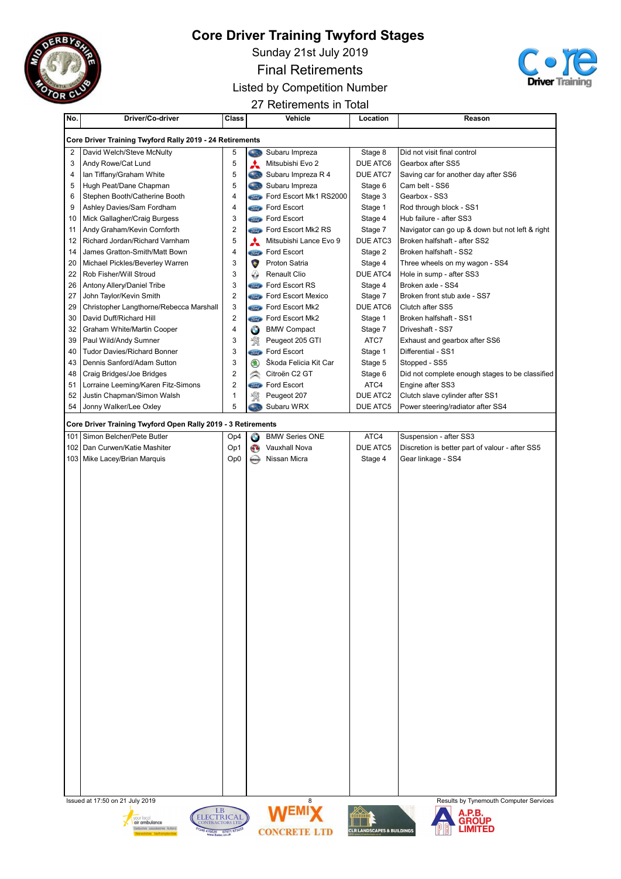# Core Driver Training Twyford Stages

Sunday 21st July 2019

Final Retirements

Listed by Competition Number

27 Retirements in Total

| No. | Driver/Co-driver | Class | Vehicle | Location | Reason |
|---|---|---|---|---|---|
| **Core Driver Training Twyford Rally 2019 - 24 Retirements** | | | | | |
| 2 | David Welch/Steve McNulty | 5 | Subaru Impreza | Stage 8 | Did not visit final control |
| 3 | Andy Rowe/Cat Lund | 5 | Mitsubishi Evo 2 | DUE ATC6 | Gearbox after SS5 |
| 4 | Ian Tiffany/Graham White | 5 | Subaru Impreza R 4 | DUE ATC7 | Saving car for another day after SS6 |
| 5 | Hugh Peat/Dane Chapman | 5 | Subaru Impreza | Stage 6 | Cam belt - SS6 |
| 6 | Stephen Booth/Catherine Booth | 4 | Ford Escort Mk1 RS2000 | Stage 3 | Gearbox - SS3 |
| 9 | Ashley Davies/Sam Fordham | 4 | Ford Escort | Stage 1 | Rod through block - SS1 |
| 10 | Mick Gallagher/Craig Burgess | 3 | Ford Escort | Stage 4 | Hub failure - after SS3 |
| 11 | Andy Graham/Kevin Cornforth | 2 | Ford Escort Mk2 RS | Stage 7 | Navigator can go up & down but not left & right |
| 12 | Richard Jordan/Richard Varnham | 5 | Mitsubishi Lance Evo 9 | DUE ATC3 | Broken halfshaft - after SS2 |
| 14 | James Gratton-Smith/Matt Bown | 4 | Ford Escort | Stage 2 | Broken halfshaft - SS2 |
| 20 | Michael Pickles/Beverley Warren | 3 | Proton Satria | Stage 4 | Three wheels on my wagon - SS4 |
| 22 | Rob Fisher/Will Stroud | 3 | Renault Clio | DUE ATC4 | Hole in sump - after SS3 |
| 26 | Antony Allery/Daniel Tribe | 3 | Ford Escort RS | Stage 4 | Broken axle - SS4 |
| 27 | John Taylor/Kevin Smith | 2 | Ford Escort Mexico | Stage 7 | Broken front stub axle - SS7 |
| 29 | Christopher Langthorne/Rebecca Marshall | 3 | Ford Escort Mk2 | DUE ATC6 | Clutch after SS5 |
| 30 | David Duff/Richard Hill | 2 | Ford Escort Mk2 | Stage 1 | Broken halfshaft - SS1 |
| 32 | Graham White/Martin Cooper | 4 | BMW Compact | Stage 7 | Driveshaft - SS7 |
| 39 | Paul Wild/Andy Sumner | 3 | Peugeot 205 GTI | ATC7 | Exhaust and gearbox after SS6 |
| 40 | Tudor Davies/Richard Bonner | 3 | Ford Escort | Stage 1 | Differential - SS1 |
| 43 | Dennis Sanford/Adam Sutton | 3 | Škoda Felicia Kit Car | Stage 5 | Stopped - SS5 |
| 48 | Craig Bridges/Joe Bridges | 2 | Citroën C2 GT | Stage 6 | Did not complete enough stages to be classified |
| 51 | Lorraine Leeming/Karen Fitz-Simons | 2 | Ford Escort | ATC4 | Engine after SS3 |
| 52 | Justin Chapman/Simon Walsh | 1 | Peugeot 207 | DUE ATC2 | Clutch slave cylinder after SS1 |
| 54 | Jonny Walker/Lee Oxley | 5 | Subaru WRX | DUE ATC5 | Power steering/radiator after SS4 |
| **Core Driver Training Twyford Open Rally 2019 - 3 Retirements** | | | | | |
| 101 | Simon Belcher/Pete Butler | Op4 | BMW Series ONE | ATC4 | Suspension - after SS3 |
| 102 | Dan Curwen/Katie Mashiter | Op1 | Vauxhall Nova | DUE ATC5 | Discretion is better part of valour - after SS5 |
| 103 | Mike Lacey/Brian Marquis | Op0 | Nissan Micra | Stage 4 | Gear linkage - SS4 |

Issued at 17:50 on 21 July 2019

Results by Tynemouth Computer Services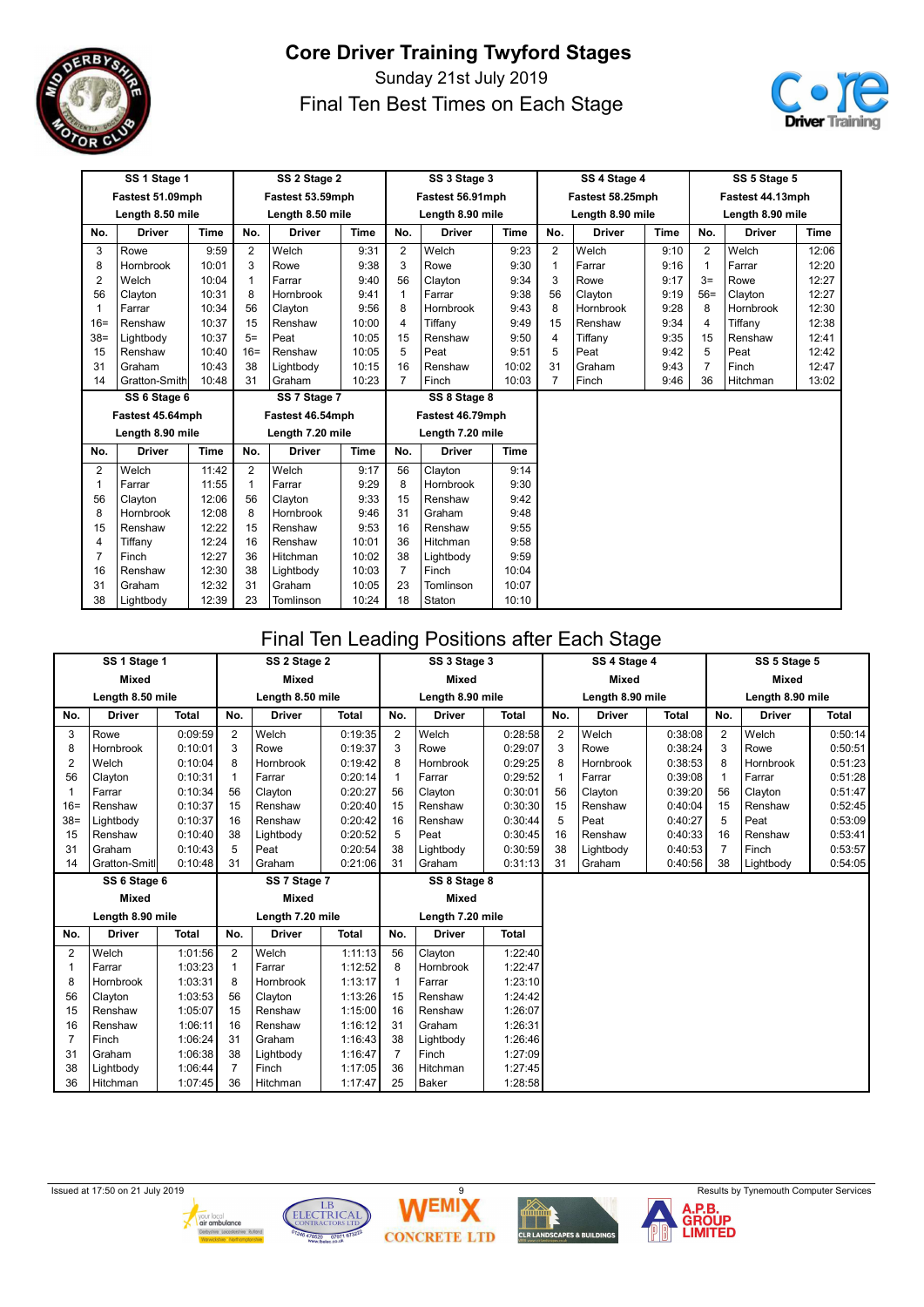# Core Driver Training Twyford Stages

Sunday 21st July 2019

## Final Ten Best Times on Each Stage

| SS 1 Stage 1 | | | SS 2 Stage 2 | | | SS 3 Stage 3 | | | SS 4 Stage 4 | | | SS 5 Stage 5 | | |
|---|---|---|---|---|---|---|---|---|---|---|---|---|---|---|
| Fastest 51.09mph | | | Fastest 53.59mph | | | Fastest 56.91mph | | | Fastest 58.25mph | | | Fastest 44.13mph | | |
| Length 8.50 mile | | | Length 8.50 mile | | | Length 8.90 mile | | | Length 8.90 mile | | | Length 8.90 mile | | |
| No. | Driver | Time | No. | Driver | Time | No. | Driver | Time | No. | Driver | Time | No. | Driver | Time |
| 3 | Rowe | 9:59 | 2 | Welch | 9:31 | 2 | Welch | 9:23 | 2 | Welch | 9:10 | 2 | Welch | 12:06 |
| 8 | Hornbrook | 10:01 | 3 | Rowe | 9:38 | 3 | Rowe | 9:30 | 1 | Farrar | 9:16 | 1 | Farrar | 12:20 |
| 2 | Welch | 10:04 | 1 | Farrar | 9:40 | 56 | Clayton | 9:34 | 3 | Rowe | 9:17 | 3= | Rowe | 12:27 |
| 56 | Clayton | 10:31 | 8 | Hornbrook | 9:41 | 1 | Farrar | 9:38 | 56 | Clayton | 9:19 | 56= | Clayton | 12:27 |
| 1 | Farrar | 10:34 | 56 | Clayton | 9:56 | 8 | Hornbrook | 9:43 | 8 | Hornbrook | 9:28 | 8 | Hornbrook | 12:30 |
| 16= | Renshaw | 10:37 | 15 | Renshaw | 10:00 | 4 | Tiffany | 9:49 | 15 | Renshaw | 9:34 | 4 | Tiffany | 12:38 |
| 38= | Lightbody | 10:37 | 5= | Peat | 10:05 | 15 | Renshaw | 9:50 | 4 | Tiffany | 9:35 | 15 | Renshaw | 12:41 |
| 15 | Renshaw | 10:40 | 16= | Renshaw | 10:05 | 5 | Peat | 9:51 | 5 | Peat | 9:42 | 5 | Peat | 12:42 |
| 31 | Graham | 10:43 | 38 | Lightbody | 10:15 | 16 | Renshaw | 10:02 | 31 | Graham | 9:43 | 7 | Finch | 12:47 |
| 14 | Gratton-Smith | 10:48 | 31 | Graham | 10:23 | 7 | Finch | 10:03 | 7 | Finch | 9:46 | 36 | Hitchman | 13:02 |

| SS 6 Stage 6 | | | SS 7 Stage 7 | | | SS 8 Stage 8 | | |
|---|---|---|---|---|---|---|---|---|
| Fastest 45.64mph | | | Fastest 46.54mph | | | Fastest 46.79mph | | |
| Length 8.90 mile | | | Length 7.20 mile | | | Length 7.20 mile | | |
| No. | Driver | Time | No. | Driver | Time | No. | Driver | Time |
| 2 | Welch | 11:42 | 2 | Welch | 9:17 | 56 | Clayton | 9:14 |
| 1 | Farrar | 11:55 | 1 | Farrar | 9:29 | 8 | Hornbrook | 9:30 |
| 56 | Clayton | 12:06 | 56 | Clayton | 9:33 | 15 | Renshaw | 9:42 |
| 8 | Hornbrook | 12:08 | 8 | Hornbrook | 9:46 | 31 | Graham | 9:48 |
| 15 | Renshaw | 12:22 | 15 | Renshaw | 9:53 | 16 | Renshaw | 9:55 |
| 4 | Tiffany | 12:24 | 16 | Renshaw | 10:01 | 36 | Hitchman | 9:58 |
| 7 | Finch | 12:27 | 36 | Hitchman | 10:02 | 38 | Lightbody | 9:59 |
| 16 | Renshaw | 12:30 | 38 | Lightbody | 10:03 | 7 | Finch | 10:04 |
| 31 | Graham | 12:32 | 31 | Graham | 10:05 | 23 | Tomlinson | 10:07 |
| 38 | Lightbody | 12:39 | 23 | Tomlinson | 10:24 | 18 | Staton | 10:10 |

## Final Ten Leading Positions after Each Stage

| SS 1 Stage 1 | | | SS 2 Stage 2 | | | SS 3 Stage 3 | | | SS 4 Stage 4 | | | SS 5 Stage 5 | | |
|---|---|---|---|---|---|---|---|---|---|---|---|---|---|---|
| Mixed | | | Mixed | | | Mixed | | | Mixed | | | Mixed | | |
| Length 8.50 mile | | | Length 8.50 mile | | | Length 8.90 mile | | | Length 8.90 mile | | | Length 8.90 mile | | |
| No. | Driver | Total | No. | Driver | Total | No. | Driver | Total | No. | Driver | Total | No. | Driver | Total |
| 3 | Rowe | 0:09:59 | 2 | Welch | 0:19:35 | 2 | Welch | 0:28:58 | 2 | Welch | 0:38:08 | 2 | Welch | 0:50:14 |
| 8 | Hornbrook | 0:10:01 | 3 | Rowe | 0:19:37 | 3 | Rowe | 0:29:07 | 3 | Rowe | 0:38:24 | 3 | Rowe | 0:50:51 |
| 2 | Welch | 0:10:04 | 8 | Hornbrook | 0:19:42 | 8 | Hornbrook | 0:29:25 | 8 | Hornbrook | 0:38:53 | 8 | Hornbrook | 0:51:23 |
| 56 | Clayton | 0:10:31 | 1 | Farrar | 0:20:14 | 1 | Farrar | 0:29:52 | 1 | Farrar | 0:39:08 | 1 | Farrar | 0:51:28 |
| 1 | Farrar | 0:10:34 | 56 | Clayton | 0:20:27 | 56 | Clayton | 0:30:01 | 56 | Clayton | 0:39:20 | 56 | Clayton | 0:51:47 |
| 16= | Renshaw | 0:10:37 | 15 | Renshaw | 0:20:40 | 15 | Renshaw | 0:30:30 | 15 | Renshaw | 0:40:04 | 15 | Renshaw | 0:52:45 |
| 38= | Lightbody | 0:10:37 | 16 | Renshaw | 0:20:42 | 16 | Renshaw | 0:30:44 | 5 | Peat | 0:40:27 | 5 | Peat | 0:53:09 |
| 15 | Renshaw | 0:10:40 | 38 | Lightbody | 0:20:52 | 5 | Peat | 0:30:45 | 16 | Renshaw | 0:40:33 | 16 | Renshaw | 0:53:41 |
| 31 | Graham | 0:10:43 | 5 | Peat | 0:20:54 | 38 | Lightbody | 0:30:59 | 38 | Lightbody | 0:40:53 | 7 | Finch | 0:53:57 |
| 14 | Gratton-Smitl | 0:10:48 | 31 | Graham | 0:21:06 | 31 | Graham | 0:31:13 | 31 | Graham | 0:40:56 | 38 | Lightbody | 0:54:05 |

| SS 6 Stage 6 | | | SS 7 Stage 7 | | | SS 8 Stage 8 | | |
|---|---|---|---|---|---|---|---|---|
| Mixed | | | Mixed | | | Mixed | | |
| Length 8.90 mile | | | Length 7.20 mile | | | Length 7.20 mile | | |
| No. | Driver | Total | No. | Driver | Total | No. | Driver | Total |
| 2 | Welch | 1:01:56 | 2 | Welch | 1:11:13 | 56 | Clayton | 1:22:40 |
| 1 | Farrar | 1:03:23 | 1 | Farrar | 1:12:52 | 8 | Hornbrook | 1:22:47 |
| 8 | Hornbrook | 1:03:31 | 8 | Hornbrook | 1:13:17 | 1 | Farrar | 1:23:10 |
| 56 | Clayton | 1:03:53 | 56 | Clayton | 1:13:26 | 15 | Renshaw | 1:24:42 |
| 15 | Renshaw | 1:05:07 | 15 | Renshaw | 1:15:00 | 16 | Renshaw | 1:26:07 |
| 16 | Renshaw | 1:06:11 | 16 | Renshaw | 1:16:12 | 31 | Graham | 1:26:31 |
| 7 | Finch | 1:06:24 | 31 | Graham | 1:16:43 | 38 | Lightbody | 1:26:46 |
| 31 | Graham | 1:06:38 | 38 | Lightbody | 1:16:47 | 7 | Finch | 1:27:09 |
| 38 | Lightbody | 1:06:44 | 7 | Finch | 1:17:05 | 36 | Hitchman | 1:27:45 |
| 36 | Hitchman | 1:07:45 | 36 | Hitchman | 1:17:47 | 25 | Baker | 1:28:58 |

Issued at 17:50 on 21 July 2019

Results by Tynemouth Computer Services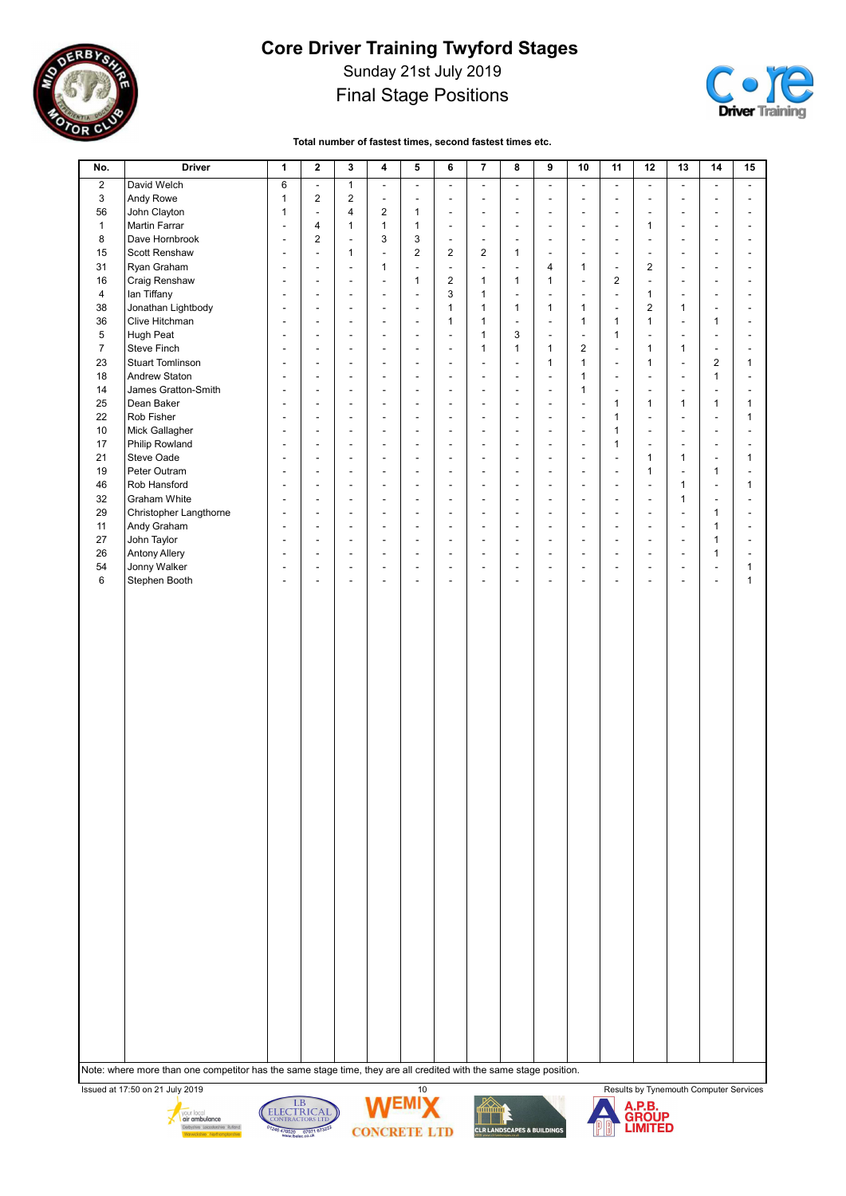# Core Driver Training Twyford Stages

Sunday 21st July 2019

Final Stage Positions

**Total number of fastest times, second fastest times etc.**

| No. | Driver | 1 | 2 | 3 | 4 | 5 | 6 | 7 | 8 | 9 | 10 | 11 | 12 | 13 | 14 | 15 |
|---|---|---|---|---|---|---|---|---|---|---|---|---|---|---|---|---|
| 2 | David Welch | 6 | - | 1 | - | - | - | - | - | - | - | - | - | - | - | - |
| 3 | Andy Rowe | 1 | 2 | 2 | - | - | - | - | - | - | - | - | - | - | - | - |
| 56 | John Clayton | 1 | - | 4 | 2 | 1 | - | - | - | - | - | - | - | - | - | - |
| 1 | Martin Farrar | - | 4 | 1 | 1 | 1 | - | - | - | - | - | - | 1 | - | - | - |
| 8 | Dave Hornbrook | - | 2 | - | 3 | 3 | - | - | - | - | - | - | - | - | - | - |
| 15 | Scott Renshaw | - | - | 1 | - | 2 | 2 | 2 | 1 | - | - | - | - | - | - | - |
| 31 | Ryan Graham | - | - | - | 1 | - | - | - | - | 4 | 1 | - | 2 | - | - | - |
| 16 | Craig Renshaw | - | - | - | - | 1 | 2 | 1 | 1 | 1 | - | 2 | - | - | - | - |
| 4 | Ian Tiffany | - | - | - | - | - | 3 | 1 | - | - | - | - | 1 | - | - | - |
| 38 | Jonathan Lightbody | - | - | - | - | - | 1 | 1 | 1 | 1 | 1 | - | 2 | 1 | - | - |
| 36 | Clive Hitchman | - | - | - | - | - | 1 | 1 | - | - | 1 | 1 | 1 | - | 1 | - |
| 5 | Hugh Peat | - | - | - | - | - | - | 1 | 3 | - | - | 1 | - | - | - | - |
| 7 | Steve Finch | - | - | - | - | - | - | 1 | 1 | 1 | 2 | - | 1 | 1 | - | - |
| 23 | Stuart Tomlinson | - | - | - | - | - | - | - | - | 1 | 1 | - | 1 | - | 2 | 1 |
| 18 | Andrew Staton | - | - | - | - | - | - | - | - | - | 1 | - | - | - | 1 | - |
| 14 | James Gratton-Smith | - | - | - | - | - | - | - | - | - | 1 | - | - | - | - | - |
| 25 | Dean Baker | - | - | - | - | - | - | - | - | - | - | 1 | 1 | 1 | 1 | 1 |
| 22 | Rob Fisher | - | - | - | - | - | - | - | - | - | - | 1 | - | - | - | 1 |
| 10 | Mick Gallagher | - | - | - | - | - | - | - | - | - | - | 1 | - | - | - | - |
| 17 | Philip Rowland | - | - | - | - | - | - | - | - | - | - | 1 | - | - | - | - |
| 21 | Steve Oade | - | - | - | - | - | - | - | - | - | - | - | 1 | 1 | - | 1 |
| 19 | Peter Outram | - | - | - | - | - | - | - | - | - | - | - | 1 | - | 1 | - |
| 46 | Rob Hansford | - | - | - | - | - | - | - | - | - | - | - | - | 1 | - | 1 |
| 32 | Graham White | - | - | - | - | - | - | - | - | - | - | - | - | 1 | - | - |
| 29 | Christopher Langthorne | - | - | - | - | - | - | - | - | - | - | - | - | - | 1 | - |
| 11 | Andy Graham | - | - | - | - | - | - | - | - | - | - | - | - | - | 1 | - |
| 27 | John Taylor | - | - | - | - | - | - | - | - | - | - | - | - | - | 1 | - |
| 26 | Antony Allery | - | - | - | - | - | - | - | - | - | - | - | - | - | 1 | - |
| 54 | Jonny Walker | - | - | - | - | - | - | - | - | - | - | - | - | - | - | 1 |
| 6 | Stephen Booth | - | - | - | - | - | - | - | - | - | - | - | - | - | - | 1 |

Note: where more than one competitor has the same stage time, they are all credited with the same stage position.

Issued at 17:50 on 21 July 2019

Results by Tynemouth Computer Services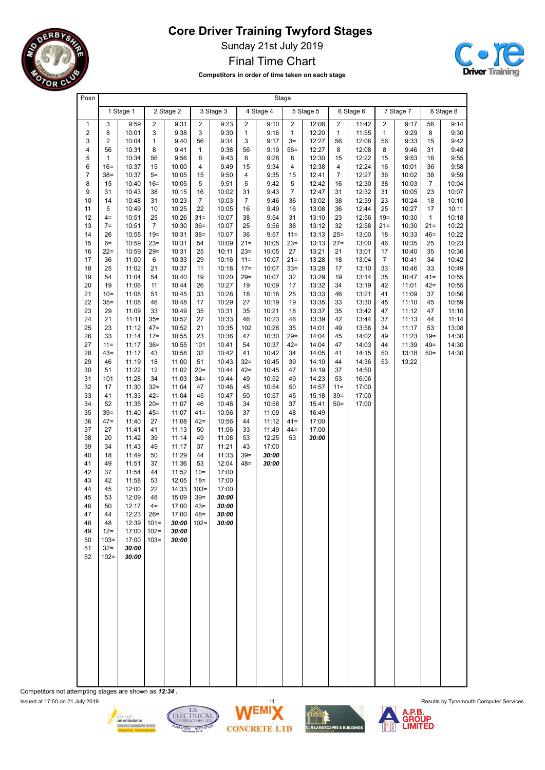# Core Driver Training Twyford Stages

Sunday 21st July 2019

Final Time Chart

**Competitors in order of time taken on each stage**

| Posn | 1 Stage 1 | | 2 Stage 2 | | 3 Stage 3 | | 4 Stage 4 | | 5 Stage 5 | | 6 Stage 6 | | 7 Stage 7 | | 8 Stage 8 | |
|---|---|---|---|---|---|---|---|---|---|---|---|---|---|---|---|---|
| 1 | 3 | 9:59 | 2 | 9:31 | 2 | 9:23 | 2 | 9:10 | 2 | 12:06 | 2 | 11:42 | 2 | 9:17 | 56 | 9:14 |
| 2 | 8 | 10:01 | 3 | 9:38 | 3 | 9:30 | 1 | 9:16 | 1 | 12:20 | 1 | 11:55 | 1 | 9:29 | 8 | 9:30 |
| 3 | 2 | 10:04 | 1 | 9:40 | 56 | 9:34 | 3 | 9:17 | 3= | 12:27 | 56 | 12:06 | 56 | 9:33 | 15 | 9:42 |
| 4 | 56 | 10:31 | 8 | 9:41 | 1 | 9:38 | 56 | 9:19 | 56= | 12:27 | 8 | 12:08 | 8 | 9:46 | 31 | 9:48 |
| 5 | 1 | 10:34 | 56 | 9:56 | 8 | 9:43 | 8 | 9:28 | 8 | 12:30 | 15 | 12:22 | 15 | 9:53 | 16 | 9:55 |
| 6 | 16= | 10:37 | 15 | 10:00 | 4 | 9:49 | 15 | 9:34 | 4 | 12:38 | 4 | 12:24 | 16 | 10:01 | 36 | 9:58 |
| 7 | 38= | 10:37 | 5= | 10:05 | 15 | 9:50 | 4 | 9:35 | 15 | 12:41 | 7 | 12:27 | 36 | 10:02 | 38 | 9:59 |
| 8 | 15 | 10:40 | 16= | 10:05 | 5 | 9:51 | 5 | 9:42 | 5 | 12:42 | 16 | 12:30 | 38 | 10:03 | 7 | 10:04 |
| 9 | 31 | 10:43 | 38 | 10:15 | 16 | 10:02 | 31 | 9:43 | 7 | 12:47 | 31 | 12:32 | 31 | 10:05 | 23 | 10:07 |
| 10 | 14 | 10:48 | 31 | 10:23 | 7 | 10:03 | 7 | 9:46 | 36 | 13:02 | 38 | 12:39 | 23 | 10:24 | 18 | 10:10 |
| 11 | 5 | 10:49 | 10 | 10:25 | 22 | 10:05 | 16 | 9:49 | 16 | 13:08 | 36 | 12:44 | 25 | 10:27 | 17 | 10:11 |
| 12 | 4= | 10:51 | 25 | 10:26 | 31= | 10:07 | 38 | 9:54 | 31 | 13:10 | 23 | 12:56 | 19= | 10:30 | 1 | 10:18 |
| 13 | 7= | 10:51 | 7 | 10:30 | 36= | 10:07 | 25 | 9:56 | 38 | 13:12 | 32 | 12:58 | 21= | 10:30 | 21= | 10:22 |
| 14 | 26 | 10:55 | 19= | 10:31 | 38= | 10:07 | 36 | 9:57 | 11= | 13:13 | 25= | 13:00 | 18 | 10:33 | 46= | 10:22 |
| 15 | 6= | 10:59 | 23= | 10:31 | 54 | 10:09 | 21= | 10:05 | 23= | 13:13 | 27= | 13:00 | 46 | 10:35 | 25 | 10:23 |
| 16 | 22= | 10:59 | 29= | 10:31 | 25 | 10:11 | 23= | 10:05 | 27 | 13:21 | 21 | 13:01 | 17 | 10:40 | 35 | 10:36 |
| 17 | 36 | 11:00 | 6 | 10:33 | 29 | 10:16 | 11= | 10:07 | 21= | 13:28 | 18 | 13:04 | 7 | 10:41 | 34 | 10:42 |
| 18 | 25 | 11:02 | 21 | 10:37 | 11 | 10:18 | 17= | 10:07 | 33= | 13:28 | 17 | 13:10 | 33 | 10:46 | 33 | 10:49 |
| 19 | 54 | 11:04 | 54 | 10:40 | 19 | 10:20 | 29= | 10:07 | 32 | 13:29 | 19 | 13:14 | 35 | 10:47 | 41= | 10:55 |
| 20 | 19 | 11:06 | 11 | 10:44 | 26 | 10:27 | 19 | 10:09 | 17 | 13:32 | 34 | 13:19 | 42 | 11:01 | 42= | 10:55 |
| 21 | 10= | 11:08 | 51 | 10:45 | 33 | 10:28 | 18 | 10:18 | 25 | 13:33 | 46 | 13:21 | 41 | 11:09 | 37 | 10:56 |
| 22 | 35= | 11:08 | 46 | 10:48 | 17 | 10:29 | 27 | 10:19 | 19 | 13:35 | 33 | 13:30 | 45 | 11:10 | 45 | 10:59 |
| 23 | 29 | 11:09 | 33 | 10:49 | 35 | 10:31 | 35 | 10:21 | 18 | 13:37 | 35 | 13:42 | 47 | 11:12 | 47 | 11:10 |
| 24 | 21 | 11:11 | 35= | 10:52 | 27 | 10:33 | 46 | 10:23 | 46 | 13:39 | 42 | 13:44 | 37 | 11:13 | 44 | 11:14 |
| 25 | 23 | 11:12 | 47= | 10:52 | 21 | 10:35 | 102 | 10:28 | 35 | 14:01 | 49 | 13:56 | 34 | 11:17 | 53 | 13:08 |
| 26 | 33 | 11:14 | 17= | 10:55 | 23 | 10:36 | 47 | 10:30 | 29= | 14:04 | 45 | 14:02 | 49 | 11:23 | 19= | 14:30 |
| 27 | 11= | 11:17 | 36= | 10:55 | 101 | 10:41 | 54 | 10:37 | 42= | 14:04 | 47 | 14:03 | 44 | 11:39 | 49= | 14:30 |
| 28 | 43= | 11:17 | 43 | 10:58 | 32 | 10:42 | 41 | 10:42 | 34 | 14:05 | 41 | 14:15 | 50 | 13:18 | 50= | 14:30 |
| 29 | 46 | 11:19 | 18 | 11:00 | 51 | 10:43 | 32= | 10:45 | 39 | 14:10 | 44 | 14:36 | 53 | 13:22 | | |
| 30 | 51 | 11:22 | 12 | 11:02 | 20= | 10:44 | 42= | 10:45 | 47 | 14:19 | 37 | 14:50 | | | | |
| 31 | 101 | 11:28 | 34 | 11:03 | 34= | 10:44 | 49 | 10:52 | 49 | 14:23 | 53 | 16:06 | | | | |
| 32 | 17 | 11:30 | 32= | 11:04 | 47 | 10:46 | 45 | 10:54 | 50 | 14:57 | 11= | 17:00 | | | | |
| 33 | 41 | 11:33 | 42= | 11:04 | 45 | 10:47 | 50 | 10:57 | 45 | 15:18 | 39= | 17:00 | | | | |
| 34 | 52 | 11:35 | 20= | 11:07 | 46 | 10:48 | 34 | 10:58 | 37 | 15:41 | 50= | 17:00 | | | | |
| 35 | 39= | 11:40 | 45= | 11:07 | 41= | 10:56 | 37 | 11:09 | 48 | 16:49 | | | | | | |
| 36 | 47= | 11:40 | 27 | 11:08 | 42= | 10:56 | 44 | 11:12 | 41= | 17:00 | | | | | | |
| 37 | 27 | 11:41 | 41 | 11:13 | 50 | 11:06 | 33 | 11:49 | 44= | 17:00 | | | | | | |
| 38 | 20 | 11:42 | 39 | 11:14 | 49 | 11:08 | 53 | 12:25 | 53 | ***30:00*** | | | | | | |
| 39 | 34 | 11:43 | 49 | 11:17 | 37 | 11:21 | 43 | 17:00 | | | | | | | | |
| 40 | 18 | 11:49 | 50 | 11:29 | 44 | 11:33 | 39= | ***30:00*** | | | | | | | | |
| 41 | 49 | 11:51 | 37 | 11:36 | 53 | 12:04 | 48= | ***30:00*** | | | | | | | | |
| 42 | 37 | 11:54 | 44 | 11:52 | 10= | 17:00 | | | | | | | | | | |
| 43 | 42 | 11:58 | 53 | 12:05 | 18= | 17:00 | | | | | | | | | | |
| 44 | 45 | 12:00 | 22 | 14:33 | 103= | 17:00 | | | | | | | | | | |
| 45 | 53 | 12:09 | 48 | 15:09 | 39= | ***30:00*** | | | | | | | | | | |
| 46 | 50 | 12:17 | 4= | 17:00 | 43= | ***30:00*** | | | | | | | | | | |
| 47 | 44 | 12:23 | 26= | 17:00 | 48= | ***30:00*** | | | | | | | | | | |
| 48 | 48 | 12:39 | 101= | ***30:00*** | 102= | ***30:00*** | | | | | | | | | | |
| 49 | 12= | 17:00 | 102= | ***30:00*** | | | | | | | | | | | | |
| 50 | 103= | 17:00 | 103= | ***30:00*** | | | | | | | | | | | | |
| 51 | 32= | ***30:00*** | | | | | | | | | | | | | | |
| 52 | 102= | ***30:00*** | | | | | | | | | | | | | | |

Competitors not attempting stages are shown as ***12:34*** **.**

Issued at 17:50 on 21 July 2019

Results by Tynemouth Computer Services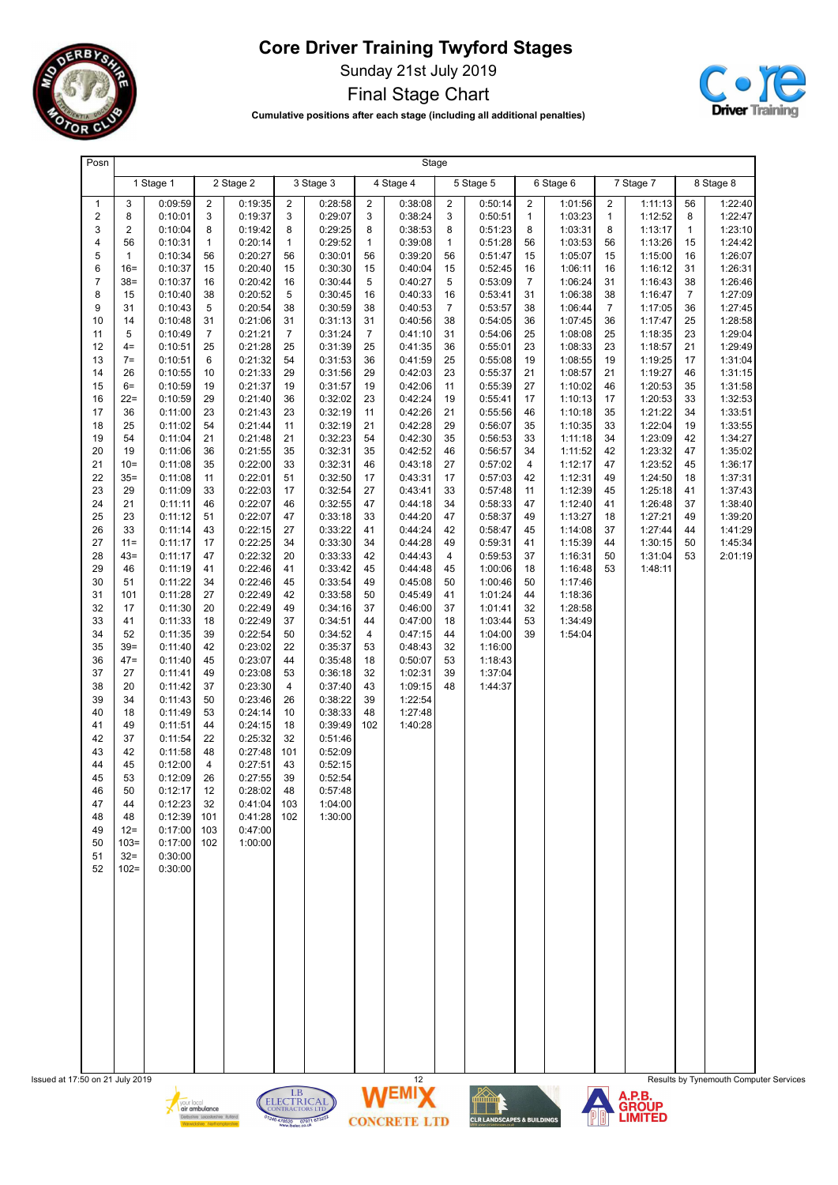# Core Driver Training Twyford Stages

Sunday 21st July 2019

Final Stage Chart

**Cumulative positions after each stage (including all additional penalties)**

| Posn | 1 Stage 1 | | 2 Stage 2 | | 3 Stage 3 | | 4 Stage 4 | | 5 Stage 5 | | 6 Stage 6 | | 7 Stage 7 | | 8 Stage 8 | |
|---|---|---|---|---|---|---|---|---|---|---|---|---|---|---|---|---|
| 1 | 3 | 0:09:59 | 2 | 0:19:35 | 2 | 0:28:58 | 2 | 0:38:08 | 2 | 0:50:14 | 2 | 1:01:56 | 2 | 1:11:13 | 56 | 1:22:40 |
| 2 | 8 | 0:10:01 | 3 | 0:19:37 | 3 | 0:29:07 | 3 | 0:38:24 | 3 | 0:50:51 | 1 | 1:03:23 | 1 | 1:12:52 | 8 | 1:22:47 |
| 3 | 2 | 0:10:04 | 8 | 0:19:42 | 8 | 0:29:25 | 8 | 0:38:53 | 8 | 0:51:23 | 8 | 1:03:31 | 8 | 1:13:17 | 1 | 1:23:10 |
| 4 | 56 | 0:10:31 | 1 | 0:20:14 | 1 | 0:29:52 | 1 | 0:39:08 | 1 | 0:51:28 | 56 | 1:03:53 | 56 | 1:13:26 | 15 | 1:24:42 |
| 5 | 1 | 0:10:34 | 56 | 0:20:27 | 56 | 0:30:01 | 56 | 0:39:20 | 56 | 0:51:47 | 15 | 1:05:07 | 15 | 1:15:00 | 16 | 1:26:07 |
| 6 | 16= | 0:10:37 | 15 | 0:20:40 | 15 | 0:30:30 | 15 | 0:40:04 | 15 | 0:52:45 | 16 | 1:06:11 | 16 | 1:16:12 | 31 | 1:26:31 |
| 7 | 38= | 0:10:37 | 16 | 0:20:42 | 16 | 0:30:44 | 5 | 0:40:27 | 5 | 0:53:09 | 7 | 1:06:24 | 31 | 1:16:43 | 38 | 1:26:46 |
| 8 | 15 | 0:10:40 | 38 | 0:20:52 | 5 | 0:30:45 | 16 | 0:40:33 | 16 | 0:53:41 | 31 | 1:06:38 | 38 | 1:16:47 | 7 | 1:27:09 |
| 9 | 31 | 0:10:43 | 5 | 0:20:54 | 38 | 0:30:59 | 38 | 0:40:53 | 7 | 0:53:57 | 38 | 1:06:44 | 7 | 1:17:05 | 36 | 1:27:45 |
| 10 | 14 | 0:10:48 | 31 | 0:21:06 | 31 | 0:31:13 | 31 | 0:40:56 | 38 | 0:54:05 | 36 | 1:07:45 | 36 | 1:17:47 | 25 | 1:28:58 |
| 11 | 5 | 0:10:49 | 7 | 0:21:21 | 7 | 0:31:24 | 7 | 0:41:10 | 31 | 0:54:06 | 25 | 1:08:08 | 25 | 1:18:35 | 23 | 1:29:04 |
| 12 | 4= | 0:10:51 | 25 | 0:21:28 | 25 | 0:31:39 | 25 | 0:41:35 | 36 | 0:55:01 | 23 | 1:08:33 | 23 | 1:18:57 | 21 | 1:29:49 |
| 13 | 7= | 0:10:51 | 6 | 0:21:32 | 54 | 0:31:53 | 36 | 0:41:59 | 25 | 0:55:08 | 19 | 1:08:55 | 19 | 1:19:25 | 17 | 1:31:04 |
| 14 | 26 | 0:10:55 | 10 | 0:21:33 | 29 | 0:31:56 | 29 | 0:42:03 | 23 | 0:55:37 | 21 | 1:08:57 | 21 | 1:19:27 | 46 | 1:31:15 |
| 15 | 6= | 0:10:59 | 19 | 0:21:37 | 19 | 0:31:57 | 19 | 0:42:06 | 11 | 0:55:39 | 27 | 1:10:02 | 46 | 1:20:53 | 35 | 1:31:58 |
| 16 | 22= | 0:10:59 | 29 | 0:21:40 | 36 | 0:32:02 | 23 | 0:42:24 | 19 | 0:55:41 | 17 | 1:10:13 | 17 | 1:20:53 | 33 | 1:32:53 |
| 17 | 36 | 0:11:00 | 23 | 0:21:43 | 23 | 0:32:19 | 11 | 0:42:26 | 21 | 0:55:56 | 46 | 1:10:18 | 35 | 1:21:22 | 34 | 1:33:51 |
| 18 | 25 | 0:11:02 | 54 | 0:21:44 | 11 | 0:32:19 | 21 | 0:42:28 | 29 | 0:56:07 | 35 | 1:10:35 | 33 | 1:22:04 | 19 | 1:33:55 |
| 19 | 54 | 0:11:04 | 21 | 0:21:48 | 21 | 0:32:23 | 54 | 0:42:30 | 35 | 0:56:53 | 33 | 1:11:18 | 34 | 1:23:09 | 42 | 1:34:27 |
| 20 | 19 | 0:11:06 | 36 | 0:21:55 | 35 | 0:32:31 | 35 | 0:42:52 | 46 | 0:56:57 | 34 | 1:11:52 | 42 | 1:23:32 | 47 | 1:35:02 |
| 21 | 10= | 0:11:08 | 35 | 0:22:00 | 33 | 0:32:31 | 46 | 0:43:18 | 27 | 0:57:02 | 4 | 1:12:17 | 47 | 1:23:52 | 45 | 1:36:17 |
| 22 | 35= | 0:11:08 | 11 | 0:22:01 | 51 | 0:32:50 | 17 | 0:43:31 | 17 | 0:57:03 | 42 | 1:12:31 | 49 | 1:24:50 | 18 | 1:37:31 |
| 23 | 29 | 0:11:09 | 33 | 0:22:03 | 17 | 0:32:54 | 27 | 0:43:41 | 33 | 0:57:48 | 11 | 1:12:39 | 45 | 1:25:18 | 41 | 1:37:43 |
| 24 | 21 | 0:11:11 | 46 | 0:22:07 | 46 | 0:32:55 | 47 | 0:44:18 | 34 | 0:58:33 | 47 | 1:12:40 | 41 | 1:26:48 | 37 | 1:38:40 |
| 25 | 23 | 0:11:12 | 51 | 0:22:07 | 47 | 0:33:18 | 33 | 0:44:20 | 47 | 0:58:37 | 49 | 1:13:27 | 18 | 1:27:21 | 49 | 1:39:20 |
| 26 | 33 | 0:11:14 | 43 | 0:22:15 | 27 | 0:33:22 | 41 | 0:44:24 | 42 | 0:58:47 | 45 | 1:14:08 | 37 | 1:27:44 | 44 | 1:41:29 |
| 27 | 11= | 0:11:17 | 17 | 0:22:25 | 34 | 0:33:30 | 34 | 0:44:28 | 49 | 0:59:31 | 41 | 1:15:39 | 44 | 1:30:15 | 50 | 1:45:34 |
| 28 | 43= | 0:11:17 | 47 | 0:22:32 | 20 | 0:33:33 | 42 | 0:44:43 | 4 | 0:59:53 | 37 | 1:16:31 | 50 | 1:31:04 | 53 | 2:01:19 |
| 29 | 46 | 0:11:19 | 41 | 0:22:46 | 41 | 0:33:42 | 45 | 0:44:48 | 45 | 1:00:06 | 18 | 1:16:48 | 53 | 1:48:11 | | |
| 30 | 51 | 0:11:22 | 34 | 0:22:46 | 45 | 0:33:54 | 49 | 0:45:08 | 50 | 1:00:46 | 50 | 1:17:46 | | | | |
| 31 | 101 | 0:11:28 | 27 | 0:22:49 | 42 | 0:33:58 | 50 | 0:45:49 | 41 | 1:01:24 | 44 | 1:18:36 | | | | |
| 32 | 17 | 0:11:30 | 20 | 0:22:49 | 49 | 0:34:16 | 37 | 0:46:00 | 37 | 1:01:41 | 32 | 1:28:58 | | | | |
| 33 | 41 | 0:11:33 | 18 | 0:22:49 | 37 | 0:34:51 | 44 | 0:47:00 | 18 | 1:03:44 | 53 | 1:34:49 | | | | |
| 34 | 52 | 0:11:35 | 39 | 0:22:54 | 50 | 0:34:52 | 4 | 0:47:15 | 44 | 1:04:00 | 39 | 1:54:04 | | | | |
| 35 | 39= | 0:11:40 | 42 | 0:23:02 | 22 | 0:35:37 | 53 | 0:48:43 | 32 | 1:16:00 | | | | | | |
| 36 | 47= | 0:11:40 | 45 | 0:23:07 | 44 | 0:35:48 | 18 | 0:50:07 | 53 | 1:18:43 | | | | | | |
| 37 | 27 | 0:11:41 | 49 | 0:23:08 | 53 | 0:36:18 | 32 | 1:02:31 | 39 | 1:37:04 | | | | | | |
| 38 | 20 | 0:11:42 | 37 | 0:23:30 | 4 | 0:37:40 | 43 | 1:09:15 | 48 | 1:44:37 | | | | | | |
| 39 | 34 | 0:11:43 | 50 | 0:23:46 | 26 | 0:38:22 | 39 | 1:22:54 | | | | | | | | |
| 40 | 18 | 0:11:49 | 53 | 0:24:14 | 10 | 0:38:33 | 48 | 1:27:48 | | | | | | | | |
| 41 | 49 | 0:11:51 | 44 | 0:24:15 | 18 | 0:39:49 | 102 | 1:40:28 | | | | | | | | |
| 42 | 37 | 0:11:54 | 22 | 0:25:32 | 32 | 0:51:46 | | | | | | | | | | |
| 43 | 42 | 0:11:58 | 48 | 0:27:48 | 101 | 0:52:09 | | | | | | | | | | |
| 44 | 45 | 0:12:00 | 4 | 0:27:51 | 43 | 0:52:15 | | | | | | | | | | |
| 45 | 53 | 0:12:09 | 26 | 0:27:55 | 39 | 0:52:54 | | | | | | | | | | |
| 46 | 50 | 0:12:17 | 12 | 0:28:02 | 48 | 0:57:48 | | | | | | | | | | |
| 47 | 44 | 0:12:23 | 32 | 0:41:04 | 103 | 1:04:00 | | | | | | | | | | |
| 48 | 48 | 0:12:39 | 101 | 0:41:28 | 102 | 1:30:00 | | | | | | | | | | |
| 49 | 12= | 0:17:00 | 103 | 0:47:00 | | | | | | | | | | | | |
| 50 | 103= | 0:17:00 | 102 | 1:00:00 | | | | | | | | | | | | |
| 51 | 32= | 0:30:00 | | | | | | | | | | | | | | |
| 52 | 102= | 0:30:00 | | | | | | | | | | | | | | |

Issued at 17:50 on 21 July 2019

Results by Tynemouth Computer Services